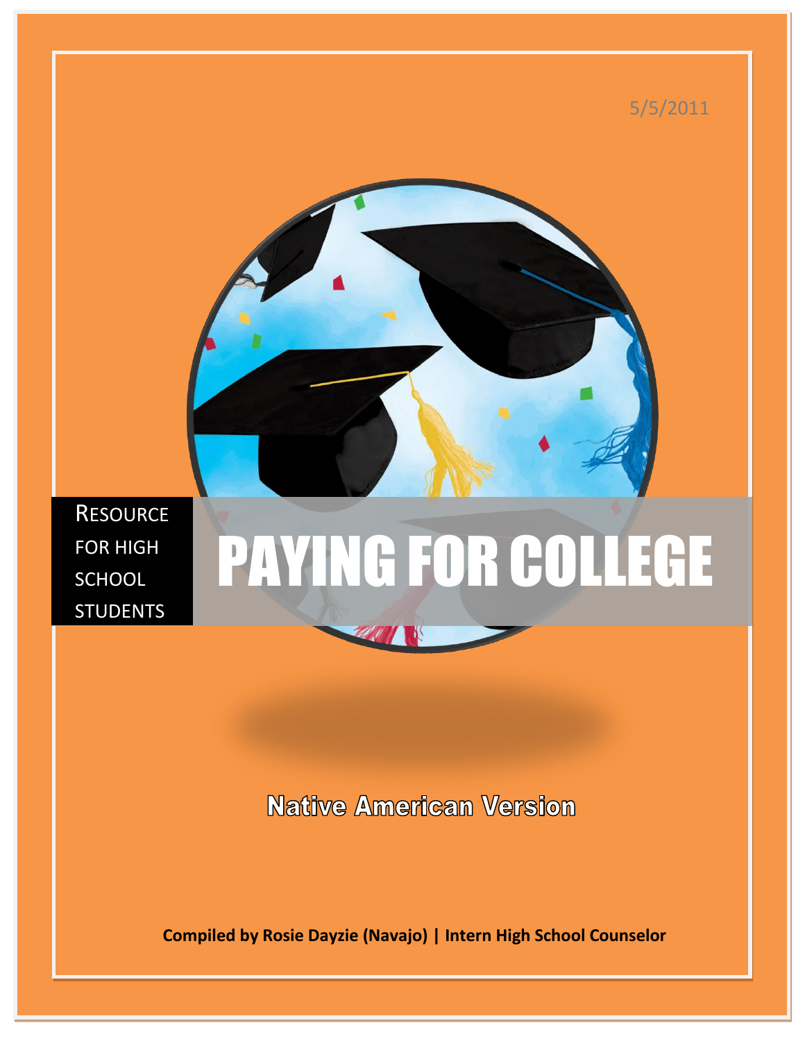5/5/2011

RESOURCE FOR HIGH SCHOOL STUDENTS

# PAYING FOR COLLEGE

## Native American Version

**Compiled by Rosie Dayzie (Navajo) | Intern High School Counselor**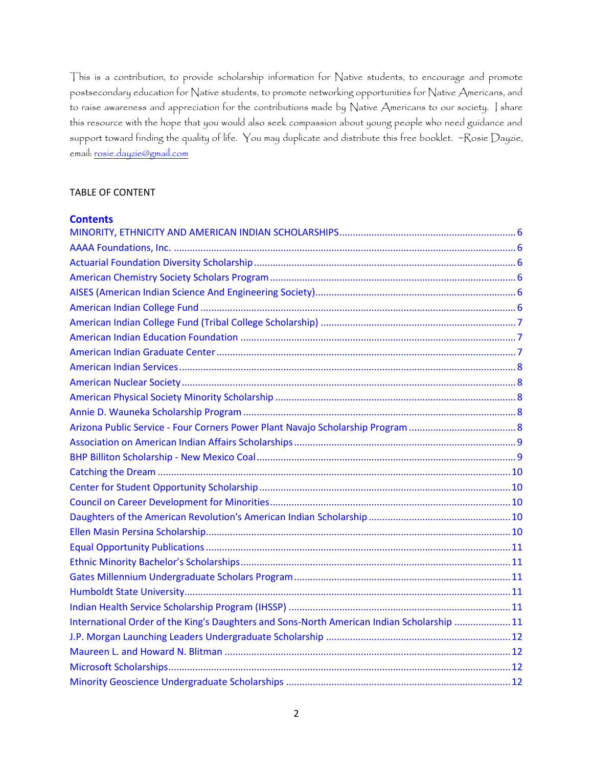This is a contribution, to provide scholarship information for Native students, to encourage and promote postsecondary education for Native students, to promote networking opportunities for Native Americans, and to raise awareness and appreciation for the contributions made by Native Americans to our society. I share this resource with the hope that you would also seek compassion about young people who need guidance and support toward finding the quality of life. You may duplicate and distribute this free booklet. ~Rosie Dayzie, email: rosie.dayzie@gmail.com

TABLE OF CONTENT

## Contents

- MINORITY, ETHNICITY AND AMERICAN INDIAN SCHOLARSHIPS ..... 6
- AAAA Foundations, Inc. ..... 6
- Actuarial Foundation Diversity Scholarship ..... 6
- American Chemistry Society Scholars Program ..... 6
- AISES (American Indian Science And Engineering Society) ..... 6
- American Indian College Fund ..... 6
- American Indian College Fund (Tribal College Scholarship) ..... 7
- American Indian Education Foundation ..... 7
- American Indian Graduate Center ..... 7
- American Indian Services ..... 8
- American Nuclear Society ..... 8
- American Physical Society Minority Scholarship ..... 8
- Annie D. Wauneka Scholarship Program ..... 8
- Arizona Public Service - Four Corners Power Plant Navajo Scholarship Program ..... 8
- Association on American Indian Affairs Scholarships ..... 9
- BHP Billiton Scholarship - New Mexico Coal ..... 9
- Catching the Dream ..... 10
- Center for Student Opportunity Scholarship ..... 10
- Council on Career Development for Minorities ..... 10
- Daughters of the American Revolution's American Indian Scholarship ..... 10
- Ellen Masin Persina Scholarship ..... 10
- Equal Opportunity Publications ..... 11
- Ethnic Minority Bachelor's Scholarships ..... 11
- Gates Millennium Undergraduate Scholars Program ..... 11
- Humboldt State University ..... 11
- Indian Health Service Scholarship Program (IHSSP) ..... 11
- International Order of the King's Daughters and Sons-North American Indian Scholarship ..... 11
- J.P. Morgan Launching Leaders Undergraduate Scholarship ..... 12
- Maureen L. and Howard N. Blitman ..... 12
- Microsoft Scholarships ..... 12
- Minority Geoscience Undergraduate Scholarships ..... 12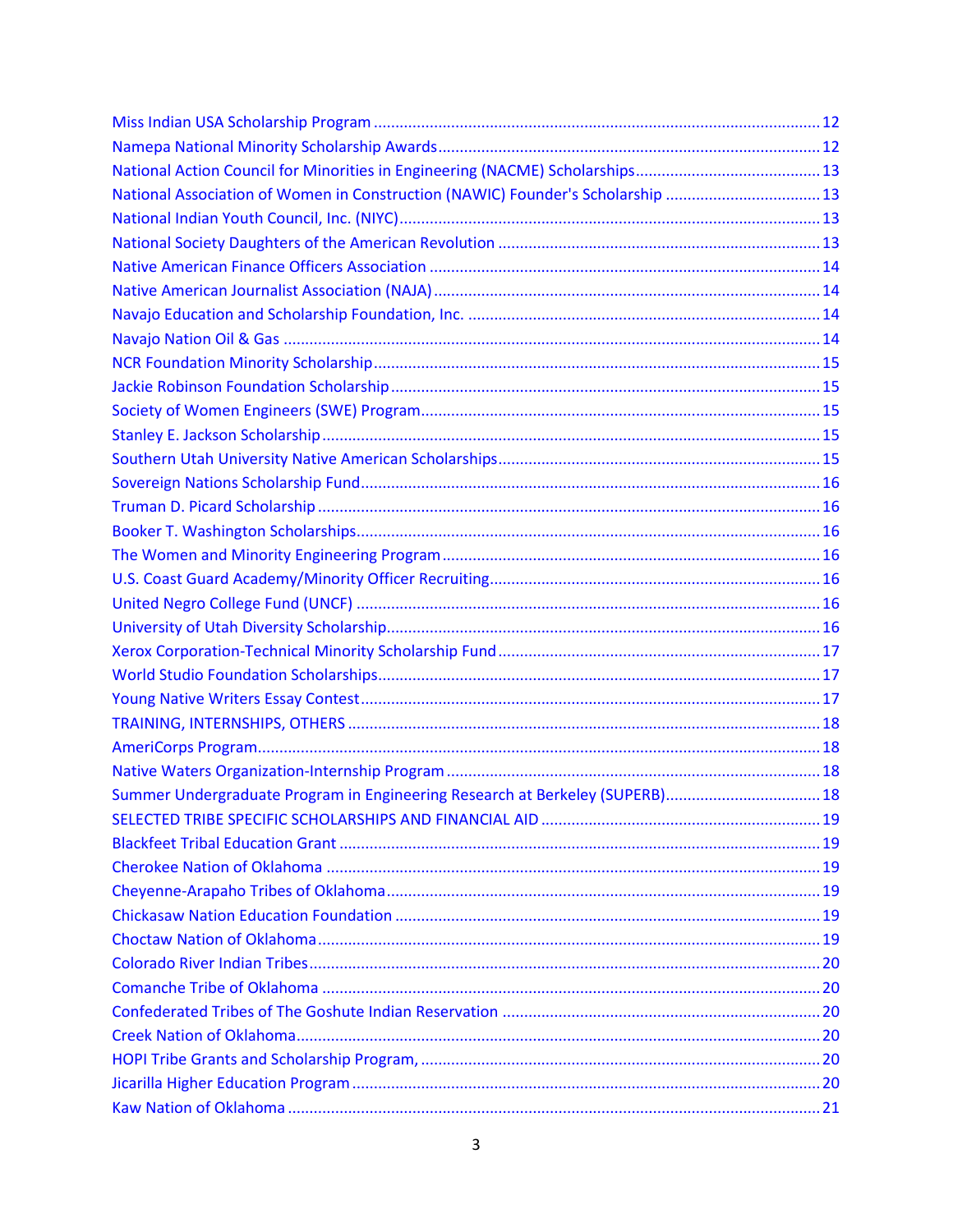Miss Indian USA Scholarship Program ........................................................................................................ 12
Namepa National Minority Scholarship Awards ........................................................................................ 12
National Action Council for Minorities in Engineering (NACME) Scholarships .......................................... 13
National Association of Women in Construction (NAWIC) Founder's Scholarship .................................... 13
National Indian Youth Council, Inc. (NIYC) ................................................................................................ 13
National Society Daughters of the American Revolution .......................................................................... 13
Native American Finance Officers Association .......................................................................................... 14
Native American Journalist Association (NAJA) ......................................................................................... 14
Navajo Education and Scholarship Foundation, Inc. ................................................................................. 14
Navajo Nation Oil & Gas ........................................................................................................................... 14
NCR Foundation Minority Scholarship ....................................................................................................... 15
Jackie Robinson Foundation Scholarship ................................................................................................... 15
Society of Women Engineers (SWE) Program ............................................................................................ 15
Stanley E. Jackson Scholarship .................................................................................................................. 15
Southern Utah University Native American Scholarships .......................................................................... 15
Sovereign Nations Scholarship Fund ......................................................................................................... 16
Truman D. Picard Scholarship ................................................................................................................... 16
Booker T. Washington Scholarships ........................................................................................................... 16
The Women and Minority Engineering Program ....................................................................................... 16
U.S. Coast Guard Academy/Minority Officer Recruiting ............................................................................ 16
United Negro College Fund (UNCF) ........................................................................................................... 16
University of Utah Diversity Scholarship .................................................................................................... 16
Xerox Corporation-Technical Minority Scholarship Fund .......................................................................... 17
World Studio Foundation Scholarships ...................................................................................................... 17
Young Native Writers Essay Contest .......................................................................................................... 17
TRAINING, INTERNSHIPS, OTHERS ............................................................................................................ 18
AmeriCorps Program ................................................................................................................................. 18
Native Waters Organization-Internship Program ...................................................................................... 18
Summer Undergraduate Program in Engineering Research at Berkeley (SUPERB) .................................... 18
SELECTED TRIBE SPECIFIC SCHOLARSHIPS AND FINANCIAL AID ................................................................ 19
Blackfeet Tribal Education Grant ............................................................................................................... 19
Cherokee Nation of Oklahoma .................................................................................................................. 19
Cheyenne-Arapaho Tribes of Oklahoma .................................................................................................... 19
Chickasaw Nation Education Foundation .................................................................................................. 19
Choctaw Nation of Oklahoma .................................................................................................................... 19
Colorado River Indian Tribes ...................................................................................................................... 20
Comanche Tribe of Oklahoma ................................................................................................................... 20
Confederated Tribes of The Goshute Indian Reservation .......................................................................... 20
Creek Nation of Oklahoma ......................................................................................................................... 20
HOPI Tribe Grants and Scholarship Program, ............................................................................................ 20
Jicarilla Higher Education Program ............................................................................................................ 20
Kaw Nation of Oklahoma ........................................................................................................................... 21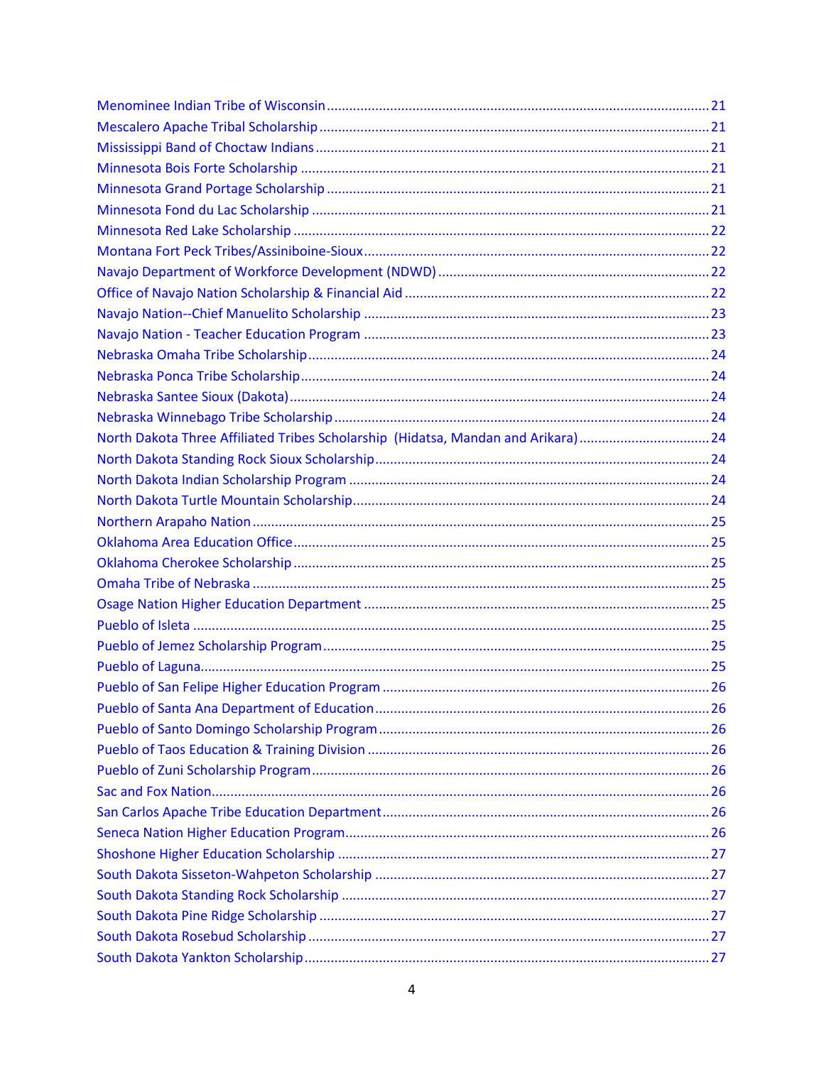Menominee Indian Tribe of Wisconsin ........................................................................................... 21
Mescalero Apache Tribal Scholarship ........................................................................................... 21
Mississippi Band of Choctaw Indians ........................................................................................... 21
Minnesota Bois Forte Scholarship ................................................................................................ 21
Minnesota Grand Portage Scholarship ......................................................................................... 21
Minnesota Fond du Lac Scholarship ............................................................................................. 21
Minnesota Red Lake Scholarship .................................................................................................. 22
Montana Fort Peck Tribes/Assiniboine-Sioux ............................................................................... 22
Navajo Department of Workforce Development (NDWD) ............................................................ 22
Office of Navajo Nation Scholarship & Financial Aid ..................................................................... 22
Navajo Nation--Chief Manuelito Scholarship ................................................................................ 23
Navajo Nation - Teacher Education Program ................................................................................ 23
Nebraska Omaha Tribe Scholarship .............................................................................................. 24
Nebraska Ponca Tribe Scholarship ................................................................................................ 24
Nebraska Santee Sioux (Dakota) ................................................................................................... 24
Nebraska Winnebago Tribe Scholarship ....................................................................................... 24
North Dakota Three Affiliated Tribes Scholarship (Hidatsa, Mandan and Arikara) ....................... 24
North Dakota Standing Rock Sioux Scholarship ............................................................................ 24
North Dakota Indian Scholarship Program .................................................................................... 24
North Dakota Turtle Mountain Scholarship .................................................................................. 24
Northern Arapaho Nation ............................................................................................................. 25
Oklahoma Area Education Office .................................................................................................. 25
Oklahoma Cherokee Scholarship .................................................................................................. 25
Omaha Tribe of Nebraska ............................................................................................................. 25
Osage Nation Higher Education Department ............................................................................... 25
Pueblo of Isleta ............................................................................................................................ 25
Pueblo of Jemez Scholarship Program .......................................................................................... 25
Pueblo of Laguna .......................................................................................................................... 25
Pueblo of San Felipe Higher Education Program ........................................................................... 26
Pueblo of Santa Ana Department of Education ............................................................................. 26
Pueblo of Santo Domingo Scholarship Program ............................................................................ 26
Pueblo of Taos Education & Training Division ............................................................................... 26
Pueblo of Zuni Scholarship Program ............................................................................................. 26
Sac and Fox Nation ........................................................................................................................ 26
San Carlos Apache Tribe Education Department ........................................................................... 26
Seneca Nation Higher Education Program ..................................................................................... 26
Shoshone Higher Education Scholarship ....................................................................................... 27
South Dakota Sisseton-Wahpeton Scholarship .............................................................................. 27
South Dakota Standing Rock Scholarship ...................................................................................... 27
South Dakota Pine Ridge Scholarship ............................................................................................ 27
South Dakota Rosebud Scholarship ............................................................................................... 27
South Dakota Yankton Scholarship ................................................................................................ 27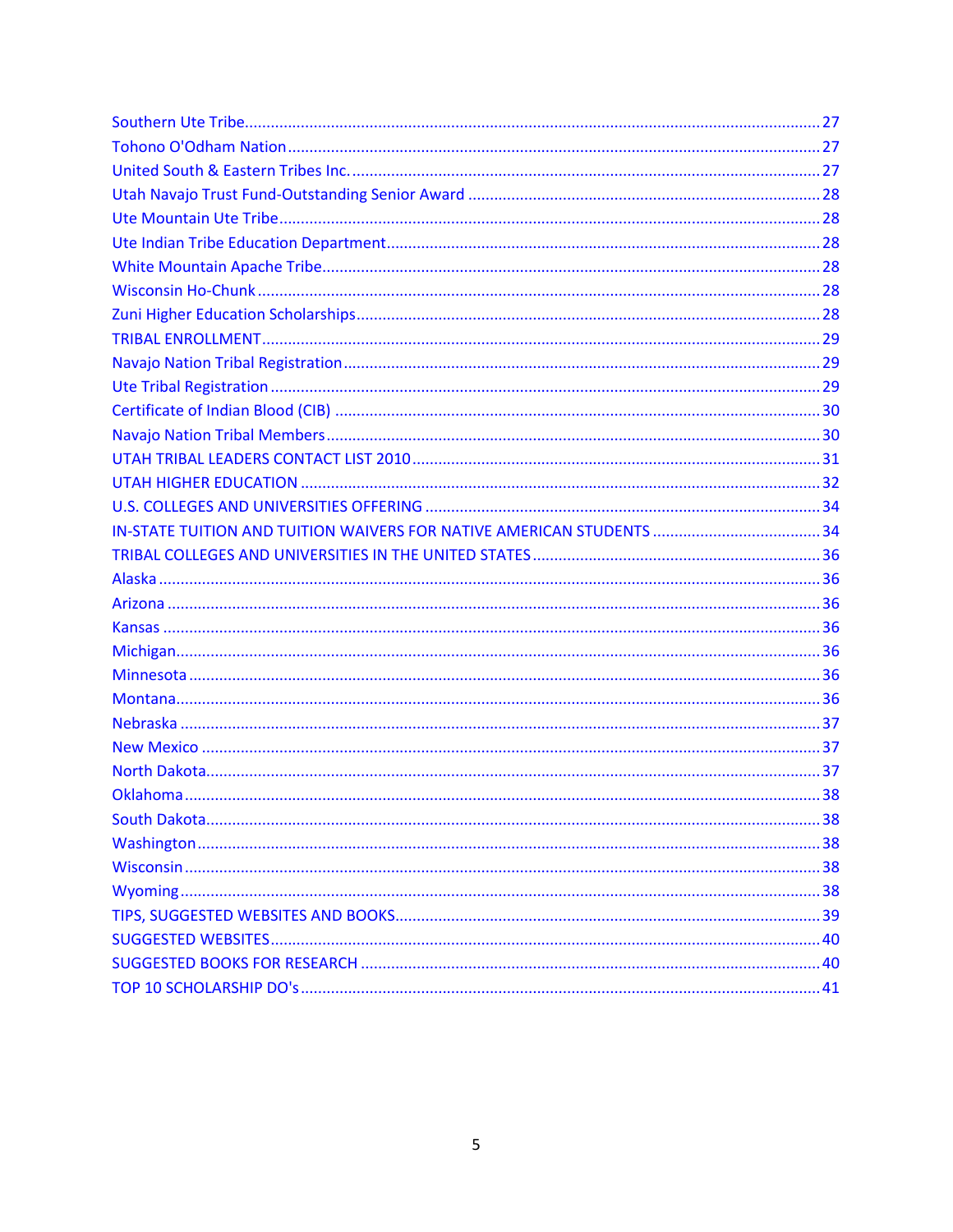Southern Ute Tribe........................................................................................................27
Tohono O'Odham Nation..................................................................................................27
United South & Eastern Tribes Inc. ...................................................................................27
Utah Navajo Trust Fund-Outstanding Senior Award ..........................................................28
Ute Mountain Ute Tribe.....................................................................................................28
Ute Indian Tribe Education Department.............................................................................28
White Mountain Apache Tribe...........................................................................................28
Wisconsin Ho-Chunk ........................................................................................................28
Zuni Higher Education Scholarships..................................................................................28
TRIBAL ENROLLMENT.......................................................................................................29
Navajo Nation Tribal Registration......................................................................................29
Ute Tribal Registration .....................................................................................................29
Certificate of Indian Blood (CIB) .......................................................................................30
Navajo Nation Tribal Members..........................................................................................30
UTAH TRIBAL LEADERS CONTACT LIST 2010...................................................................31
UTAH HIGHER EDUCATION ..............................................................................................32
U.S. COLLEGES AND UNIVERSITIES OFFERING ...............................................................34
IN-STATE TUITION AND TUITION WAIVERS FOR NATIVE AMERICAN STUDENTS ...............34
TRIBAL COLLEGES AND UNIVERSITIES IN THE UNITED STATES........................................36
Alaska ..............................................................................................................................36
Arizona ............................................................................................................................36
Kansas .............................................................................................................................36
Michigan..........................................................................................................................36
Minnesota ........................................................................................................................36
Montana...........................................................................................................................36
Nebraska .........................................................................................................................37
New Mexico .....................................................................................................................37
North Dakota....................................................................................................................37
Oklahoma ........................................................................................................................38
South Dakota....................................................................................................................38
Washington ......................................................................................................................38
Wisconsin ........................................................................................................................38
Wyoming .........................................................................................................................38
TIPS, SUGGESTED WEBSITES AND BOOKS........................................................................39
SUGGESTED WEBSITES.....................................................................................................40
SUGGESTED BOOKS FOR RESEARCH ................................................................................40
TOP 10 SCHOLARSHIP DO's.............................................................................................41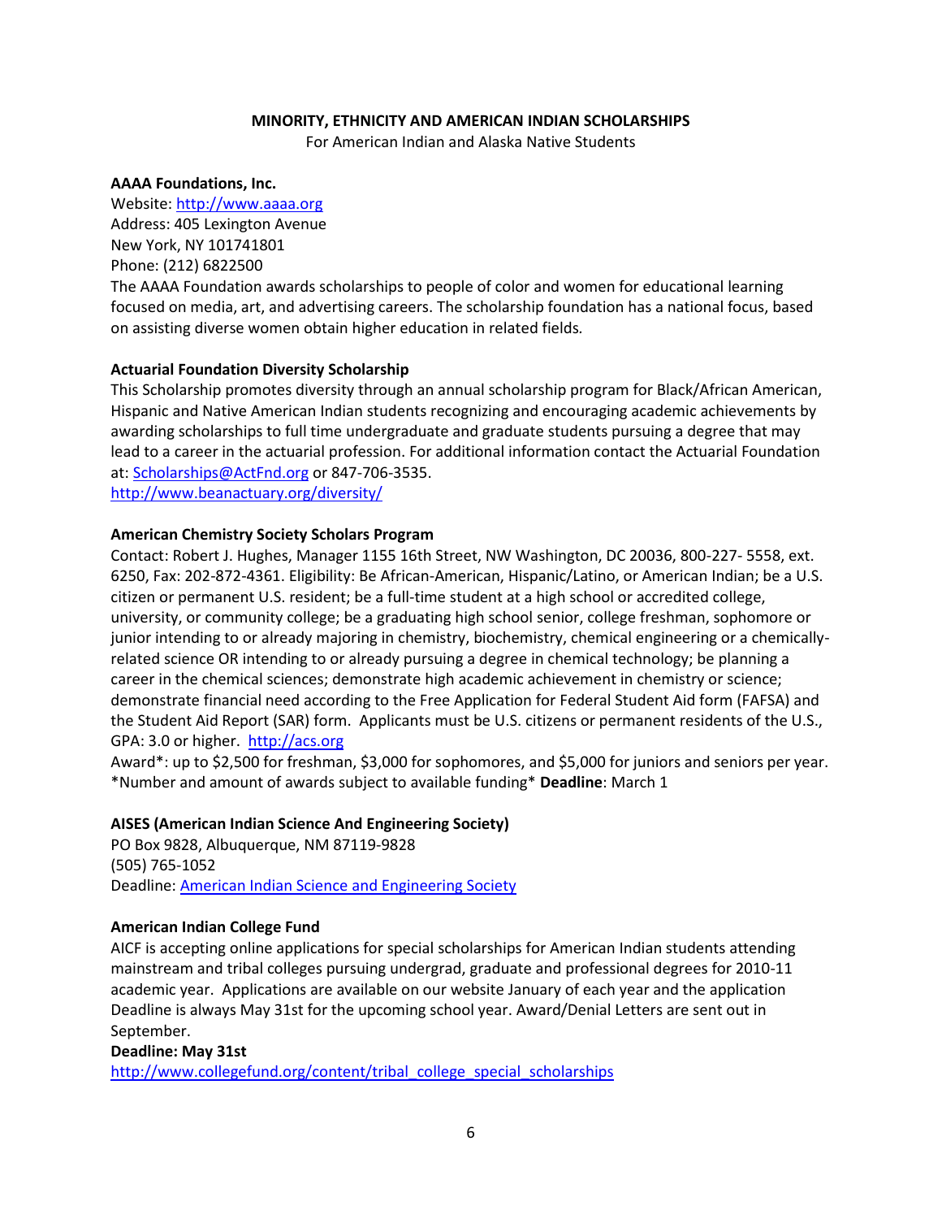**MINORITY, ETHNICITY AND AMERICAN INDIAN SCHOLARSHIPS**

For American Indian and Alaska Native Students

**AAAA Foundations, Inc.**
Website: http://www.aaaa.org
Address: 405 Lexington Avenue
New York, NY 101741801
Phone: (212) 6822500
The AAAA Foundation awards scholarships to people of color and women for educational learning focused on media, art, and advertising careers. The scholarship foundation has a national focus, based on assisting diverse women obtain higher education in related fields.

**Actuarial Foundation Diversity Scholarship**
This Scholarship promotes diversity through an annual scholarship program for Black/African American, Hispanic and Native American Indian students recognizing and encouraging academic achievements by awarding scholarships to full time undergraduate and graduate students pursuing a degree that may lead to a career in the actuarial profession. For additional information contact the Actuarial Foundation at: Scholarships@ActFnd.org or 847-706-3535.
http://www.beanactuary.org/diversity/

**American Chemistry Society Scholars Program**
Contact: Robert J. Hughes, Manager 1155 16th Street, NW Washington, DC 20036, 800-227- 5558, ext. 6250, Fax: 202-872-4361. Eligibility: Be African-American, Hispanic/Latino, or American Indian; be a U.S. citizen or permanent U.S. resident; be a full-time student at a high school or accredited college, university, or community college; be a graduating high school senior, college freshman, sophomore or junior intending to or already majoring in chemistry, biochemistry, chemical engineering or a chemically-related science OR intending to or already pursuing a degree in chemical technology; be planning a career in the chemical sciences; demonstrate high academic achievement in chemistry or science; demonstrate financial need according to the Free Application for Federal Student Aid form (FAFSA) and the Student Aid Report (SAR) form. Applicants must be U.S. citizens or permanent residents of the U.S., GPA: 3.0 or higher. http://acs.org
Award*: up to $2,500 for freshman, $3,000 for sophomores, and $5,000 for juniors and seniors per year. *Number and amount of awards subject to available funding* **Deadline**: March 1

**AISES (American Indian Science And Engineering Society)**
PO Box 9828, Albuquerque, NM 87119-9828
(505) 765-1052
Deadline: American Indian Science and Engineering Society

**American Indian College Fund**
AICF is accepting online applications for special scholarships for American Indian students attending mainstream and tribal colleges pursuing undergrad, graduate and professional degrees for 2010-11 academic year. Applications are available on our website January of each year and the application Deadline is always May 31st for the upcoming school year. Award/Denial Letters are sent out in September.
**Deadline: May 31st**
http://www.collegefund.org/content/tribal_college_special_scholarships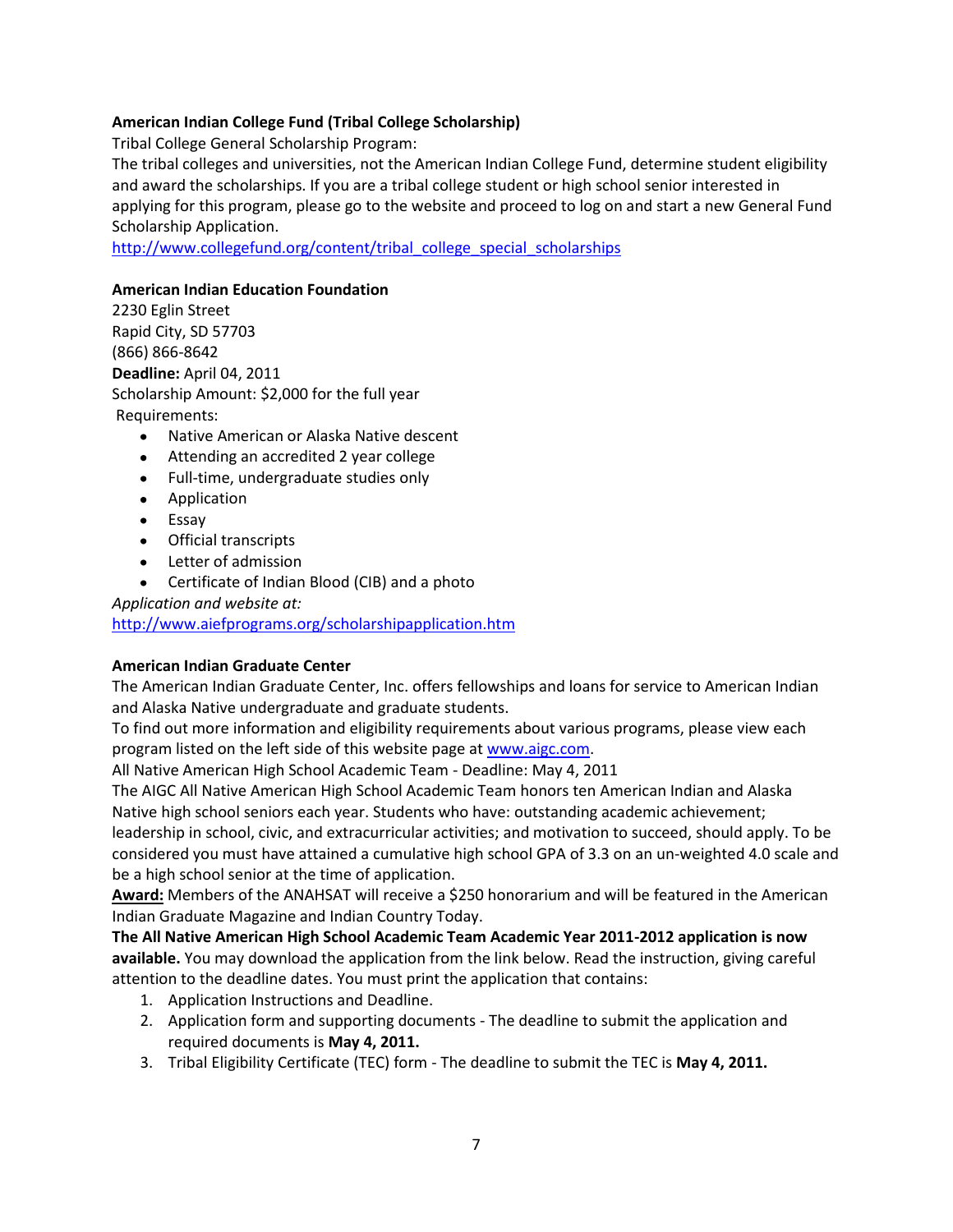**American Indian College Fund (Tribal College Scholarship)**

Tribal College General Scholarship Program:

The tribal colleges and universities, not the American Indian College Fund, determine student eligibility and award the scholarships. If you are a tribal college student or high school senior interested in applying for this program, please go to the website and proceed to log on and start a new General Fund Scholarship Application.

http://www.collegefund.org/content/tribal_college_special_scholarships

**American Indian Education Foundation**

2230 Eglin Street
Rapid City, SD 57703
(866) 866-8642

**Deadline:** April 04, 2011

Scholarship Amount: $2,000 for the full year

Requirements:

- Native American or Alaska Native descent
- Attending an accredited 2 year college
- Full-time, undergraduate studies only
- Application
- Essay
- Official transcripts
- Letter of admission
- Certificate of Indian Blood (CIB) and a photo

*Application and website at:*

http://www.aiefprograms.org/scholarshipapplication.htm

**American Indian Graduate Center**

The American Indian Graduate Center, Inc. offers fellowships and loans for service to American Indian and Alaska Native undergraduate and graduate students.

To find out more information and eligibility requirements about various programs, please view each program listed on the left side of this website page at www.aigc.com.

All Native American High School Academic Team - Deadline: May 4, 2011

The AIGC All Native American High School Academic Team honors ten American Indian and Alaska Native high school seniors each year. Students who have: outstanding academic achievement; leadership in school, civic, and extracurricular activities; and motivation to succeed, should apply. To be considered you must have attained a cumulative high school GPA of 3.3 on an un-weighted 4.0 scale and be a high school senior at the time of application.

**Award:** Members of the ANAHSAT will receive a $250 honorarium and will be featured in the American Indian Graduate Magazine and Indian Country Today.

**The All Native American High School Academic Team Academic Year 2011-2012 application is now available.** You may download the application from the link below. Read the instruction, giving careful attention to the deadline dates. You must print the application that contains:

1. Application Instructions and Deadline.
2. Application form and supporting documents - The deadline to submit the application and required documents is **May 4, 2011.**
3. Tribal Eligibility Certificate (TEC) form - The deadline to submit the TEC is **May 4, 2011.**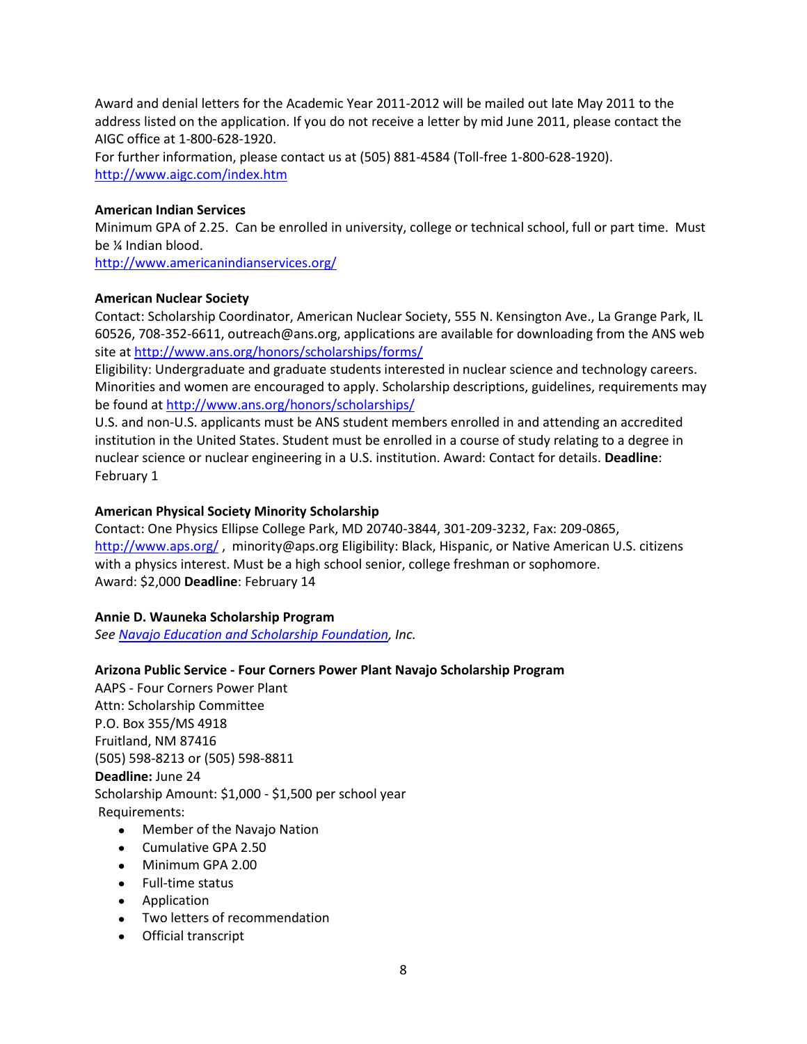Award and denial letters for the Academic Year 2011-2012 will be mailed out late May 2011 to the address listed on the application. If you do not receive a letter by mid June 2011, please contact the AIGC office at 1-800-628-1920.
For further information, please contact us at (505) 881-4584 (Toll-free 1-800-628-1920).
[http://www.aigc.com/index.htm](http://www.aigc.com/index.htm)

**American Indian Services**
Minimum GPA of 2.25. Can be enrolled in university, college or technical school, full or part time. Must be ¼ Indian blood.
[http://www.americanindianservices.org/](http://www.americanindianservices.org/)

**American Nuclear Society**
Contact: Scholarship Coordinator, American Nuclear Society, 555 N. Kensington Ave., La Grange Park, IL 60526, 708-352-6611, outreach@ans.org, applications are available for downloading from the ANS web site at [http://www.ans.org/honors/scholarships/forms/](http://www.ans.org/honors/scholarships/forms/)
Eligibility: Undergraduate and graduate students interested in nuclear science and technology careers. Minorities and women are encouraged to apply. Scholarship descriptions, guidelines, requirements may be found at [http://www.ans.org/honors/scholarships/](http://www.ans.org/honors/scholarships/)
U.S. and non-U.S. applicants must be ANS student members enrolled in and attending an accredited institution in the United States. Student must be enrolled in a course of study relating to a degree in nuclear science or nuclear engineering in a U.S. institution. Award: Contact for details. **Deadline**: February 1

**American Physical Society Minority Scholarship**
Contact: One Physics Ellipse College Park, MD 20740-3844, 301-209-3232, Fax: 209-0865, [http://www.aps.org/](http://www.aps.org/) , minority@aps.org Eligibility: Black, Hispanic, or Native American U.S. citizens with a physics interest. Must be a high school senior, college freshman or sophomore.
Award: $2,000 **Deadline**: February 14

**Annie D. Wauneka Scholarship Program**
*See [Navajo Education and Scholarship Foundation](#), Inc.*

**Arizona Public Service - Four Corners Power Plant Navajo Scholarship Program**
AAPS - Four Corners Power Plant
Attn: Scholarship Committee
P.O. Box 355/MS 4918
Fruitland, NM 87416
(505) 598-8213 or (505) 598-8811
**Deadline:** June 24
Scholarship Amount: $1,000 - $1,500 per school year
Requirements:

- Member of the Navajo Nation
- Cumulative GPA 2.50
- Minimum GPA 2.00
- Full-time status
- Application
- Two letters of recommendation
- Official transcript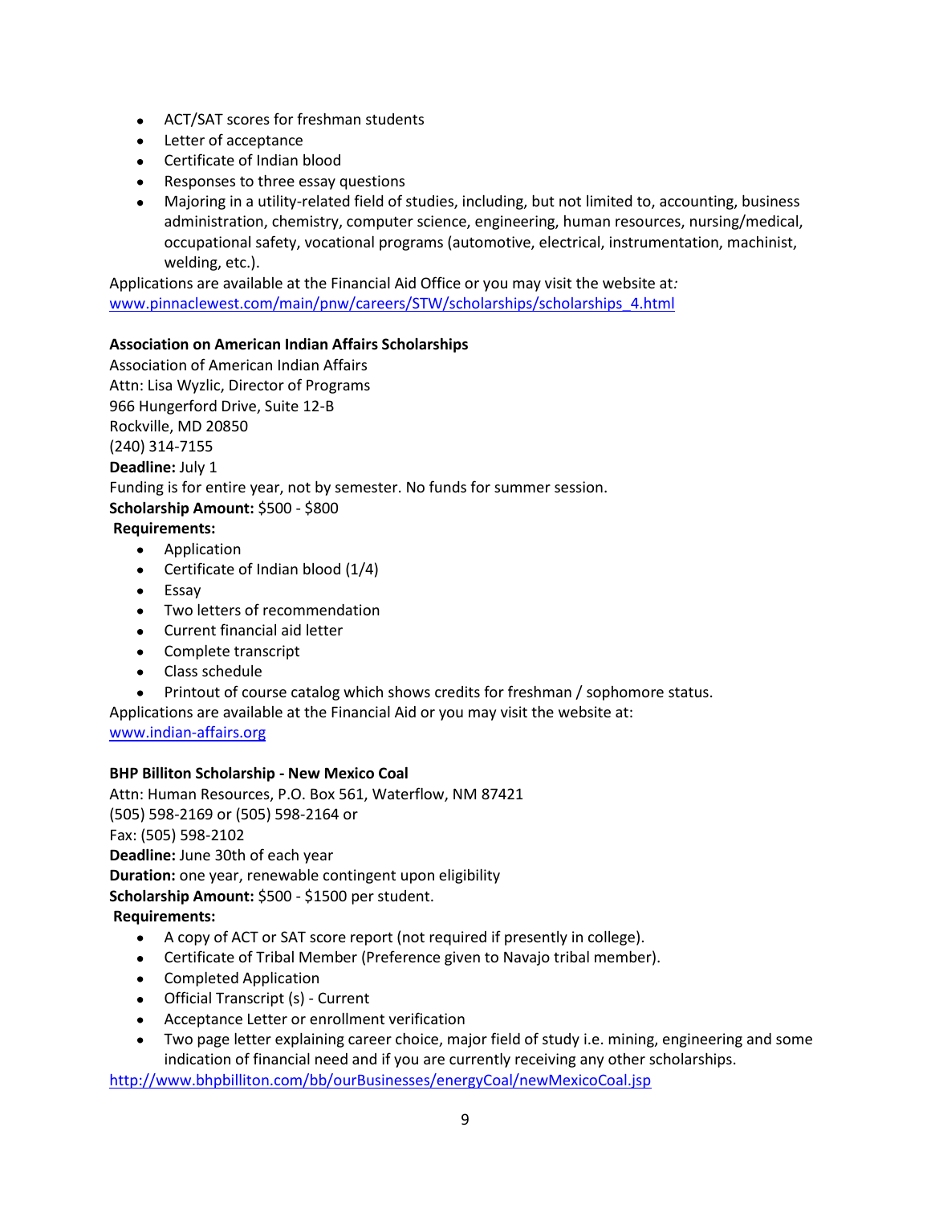- ACT/SAT scores for freshman students
- Letter of acceptance
- Certificate of Indian blood
- Responses to three essay questions
- Majoring in a utility-related field of studies, including, but not limited to, accounting, business administration, chemistry, computer science, engineering, human resources, nursing/medical, occupational safety, vocational programs (automotive, electrical, instrumentation, machinist, welding, etc.).

Applications are available at the Financial Aid Office or you may visit the website at*:* [www.pinnaclewest.com/main/pnw/careers/STW/scholarships/scholarships_4.html](www.pinnaclewest.com/main/pnw/careers/STW/scholarships/scholarships_4.html)

**Association on American Indian Affairs Scholarships**
Association of American Indian Affairs
Attn: Lisa Wyzlic, Director of Programs
966 Hungerford Drive, Suite 12-B
Rockville, MD 20850
(240) 314-7155
**Deadline:** July 1
Funding is for entire year, not by semester. No funds for summer session.
**Scholarship Amount:** $500 - $800
**Requirements:**

- Application
- Certificate of Indian blood (1/4)
- Essay
- Two letters of recommendation
- Current financial aid letter
- Complete transcript
- Class schedule
- Printout of course catalog which shows credits for freshman / sophomore status.

Applications are available at the Financial Aid or you may visit the website at: [www.indian-affairs.org](www.indian-affairs.org)

**BHP Billiton Scholarship - New Mexico Coal**
Attn: Human Resources, P.O. Box 561, Waterflow, NM 87421
(505) 598-2169 or (505) 598-2164 or
Fax: (505) 598-2102
**Deadline:** June 30th of each year
**Duration:** one year, renewable contingent upon eligibility
**Scholarship Amount:** $500 - $1500 per student.
**Requirements:**

- A copy of ACT or SAT score report (not required if presently in college).
- Certificate of Tribal Member (Preference given to Navajo tribal member).
- Completed Application
- Official Transcript (s) - Current
- Acceptance Letter or enrollment verification
- Two page letter explaining career choice, major field of study i.e. mining, engineering and some indication of financial need and if you are currently receiving any other scholarships.

[http://www.bhpbilliton.com/bb/ourBusinesses/energyCoal/newMexicoCoal.jsp](http://www.bhpbilliton.com/bb/ourBusinesses/energyCoal/newMexicoCoal.jsp)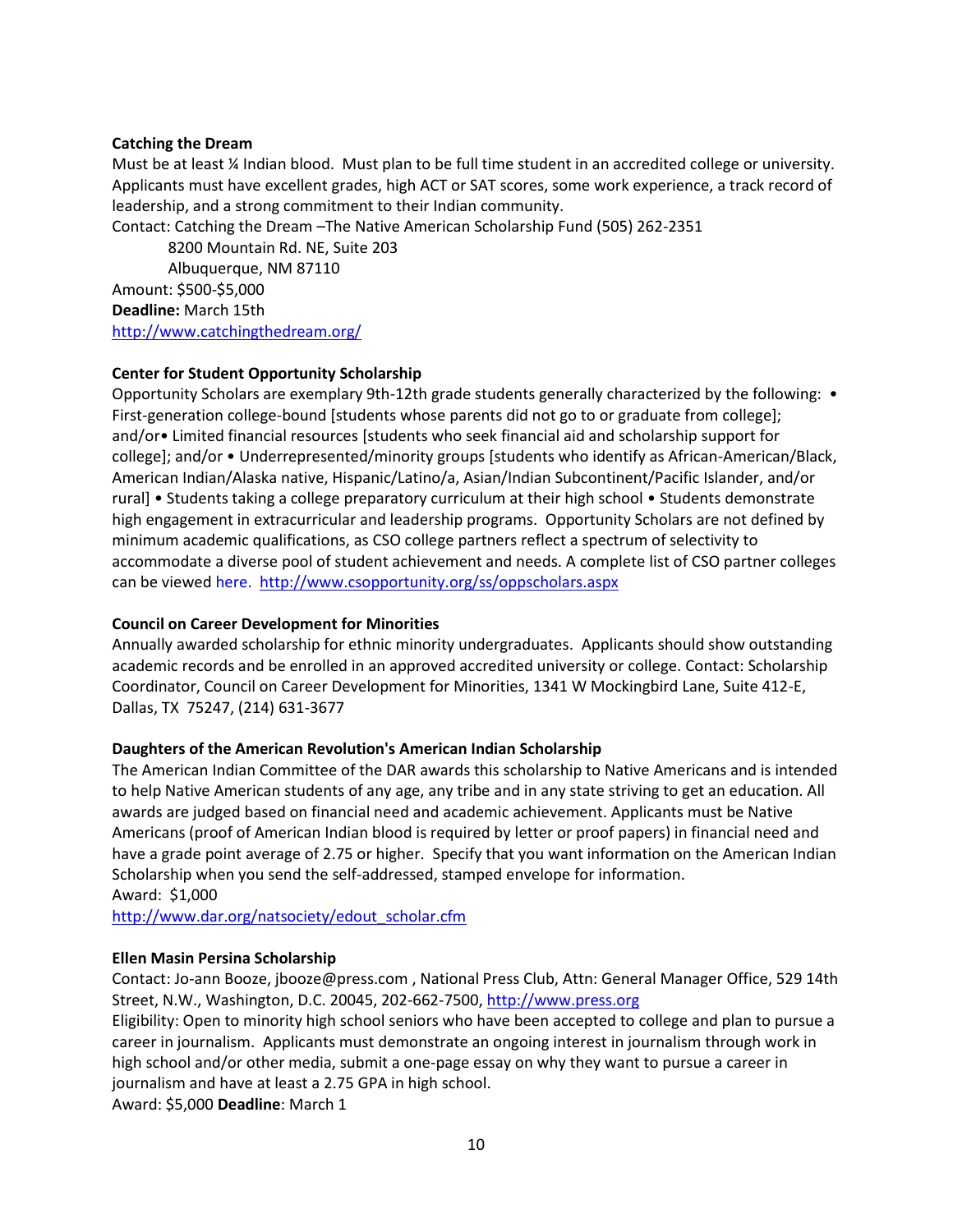**Catching the Dream**

Must be at least ¼ Indian blood. Must plan to be full time student in an accredited college or university. Applicants must have excellent grades, high ACT or SAT scores, some work experience, a track record of leadership, and a strong commitment to their Indian community.

Contact: Catching the Dream –The Native American Scholarship Fund (505) 262-2351
 8200 Mountain Rd. NE, Suite 203
 Albuquerque, NM 87110

Amount: $500-$5,000

**Deadline:** March 15th

http://www.catchingthedream.org/

**Center for Student Opportunity Scholarship**

Opportunity Scholars are exemplary 9th-12th grade students generally characterized by the following: • First-generation college-bound [students whose parents did not go to or graduate from college]; and/or• Limited financial resources [students who seek financial aid and scholarship support for college]; and/or • Underrepresented/minority groups [students who identify as African-American/Black, American Indian/Alaska native, Hispanic/Latino/a, Asian/Indian Subcontinent/Pacific Islander, and/or rural] • Students taking a college preparatory curriculum at their high school • Students demonstrate high engagement in extracurricular and leadership programs. Opportunity Scholars are not defined by minimum academic qualifications, as CSO college partners reflect a spectrum of selectivity to accommodate a diverse pool of student achievement and needs. A complete list of CSO partner colleges can be viewed here. http://www.csopportunity.org/ss/oppscholars.aspx

**Council on Career Development for Minorities**

Annually awarded scholarship for ethnic minority undergraduates. Applicants should show outstanding academic records and be enrolled in an approved accredited university or college. Contact: Scholarship Coordinator, Council on Career Development for Minorities, 1341 W Mockingbird Lane, Suite 412-E, Dallas, TX 75247, (214) 631-3677

**Daughters of the American Revolution's American Indian Scholarship**

The American Indian Committee of the DAR awards this scholarship to Native Americans and is intended to help Native American students of any age, any tribe and in any state striving to get an education. All awards are judged based on financial need and academic achievement. Applicants must be Native Americans (proof of American Indian blood is required by letter or proof papers) in financial need and have a grade point average of 2.75 or higher. Specify that you want information on the American Indian Scholarship when you send the self-addressed, stamped envelope for information.

Award: $1,000

http://www.dar.org/natsociety/edout_scholar.cfm

**Ellen Masin Persina Scholarship**

Contact: Jo-ann Booze, jbooze@press.com , National Press Club, Attn: General Manager Office, 529 14th Street, N.W., Washington, D.C. 20045, 202-662-7500, http://www.press.org

Eligibility: Open to minority high school seniors who have been accepted to college and plan to pursue a career in journalism. Applicants must demonstrate an ongoing interest in journalism through work in high school and/or other media, submit a one-page essay on why they want to pursue a career in journalism and have at least a 2.75 GPA in high school.

Award: $5,000 **Deadline**: March 1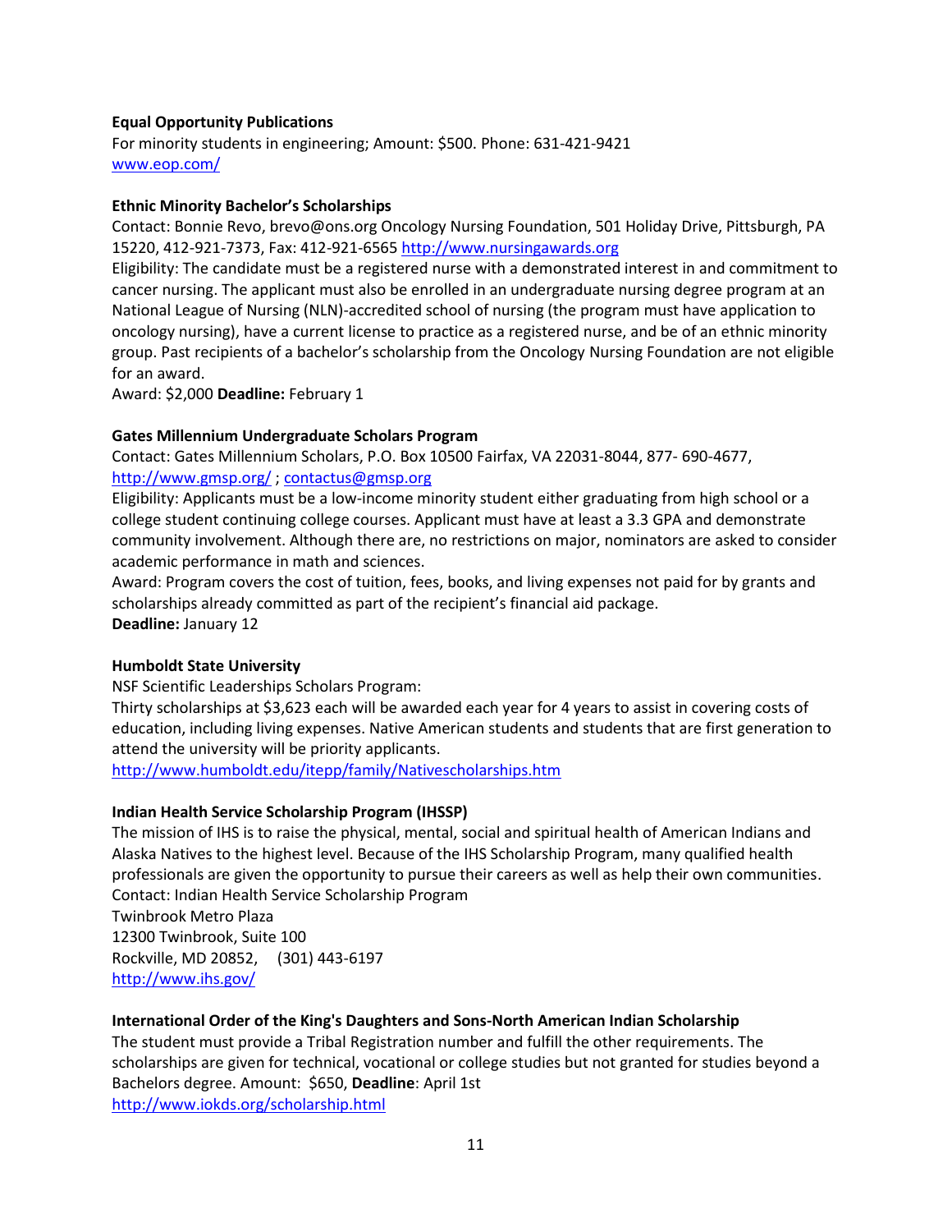**Equal Opportunity Publications**

For minority students in engineering; Amount: $500. Phone: 631-421-9421
[www.eop.com/](www.eop.com/)

**Ethnic Minority Bachelor's Scholarships**

Contact: Bonnie Revo, brevo@ons.org Oncology Nursing Foundation, 501 Holiday Drive, Pittsburgh, PA 15220, 412-921-7373, Fax: 412-921-6565 [http://www.nursingawards.org](http://www.nursingawards.org)

Eligibility: The candidate must be a registered nurse with a demonstrated interest in and commitment to cancer nursing. The applicant must also be enrolled in an undergraduate nursing degree program at an National League of Nursing (NLN)-accredited school of nursing (the program must have application to oncology nursing), have a current license to practice as a registered nurse, and be of an ethnic minority group. Past recipients of a bachelor's scholarship from the Oncology Nursing Foundation are not eligible for an award.

Award: $2,000 **Deadline:** February 1

**Gates Millennium Undergraduate Scholars Program**

Contact: Gates Millennium Scholars, P.O. Box 10500 Fairfax, VA 22031-8044, 877- 690-4677, [http://www.gmsp.org/](http://www.gmsp.org/) ; [contactus@gmsp.org](mailto:contactus@gmsp.org)

Eligibility: Applicants must be a low-income minority student either graduating from high school or a college student continuing college courses. Applicant must have at least a 3.3 GPA and demonstrate community involvement. Although there are, no restrictions on major, nominators are asked to consider academic performance in math and sciences.

Award: Program covers the cost of tuition, fees, books, and living expenses not paid for by grants and scholarships already committed as part of the recipient's financial aid package.

**Deadline:** January 12

**Humboldt State University**

NSF Scientific Leaderships Scholars Program:

Thirty scholarships at $3,623 each will be awarded each year for 4 years to assist in covering costs of education, including living expenses. Native American students and students that are first generation to attend the university will be priority applicants.

[http://www.humboldt.edu/itepp/family/Nativescholarships.htm](http://www.humboldt.edu/itepp/family/Nativescholarships.htm)

**Indian Health Service Scholarship Program (IHSSP)**

The mission of IHS is to raise the physical, mental, social and spiritual health of American Indians and Alaska Natives to the highest level. Because of the IHS Scholarship Program, many qualified health professionals are given the opportunity to pursue their careers as well as help their own communities.

Contact: Indian Health Service Scholarship Program
Twinbrook Metro Plaza
12300 Twinbrook, Suite 100
Rockville, MD 20852, (301) 443-6197
[http://www.ihs.gov/](http://www.ihs.gov/)

**International Order of the King's Daughters and Sons-North American Indian Scholarship**

The student must provide a Tribal Registration number and fulfill the other requirements. The scholarships are given for technical, vocational or college studies but not granted for studies beyond a Bachelors degree. Amount: $650, **Deadline**: April 1st
[http://www.iokds.org/scholarship.html](http://www.iokds.org/scholarship.html)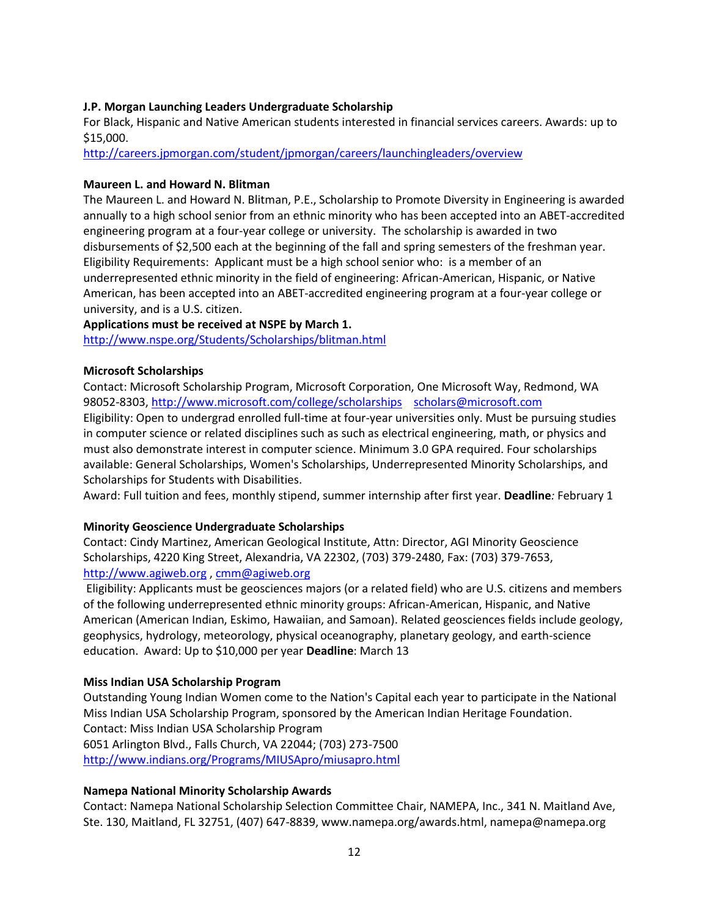**J.P. Morgan Launching Leaders Undergraduate Scholarship**
For Black, Hispanic and Native American students interested in financial services careers. Awards: up to $15,000.
http://careers.jpmorgan.com/student/jpmorgan/careers/launchingleaders/overview

**Maureen L. and Howard N. Blitman**
The Maureen L. and Howard N. Blitman, P.E., Scholarship to Promote Diversity in Engineering is awarded annually to a high school senior from an ethnic minority who has been accepted into an ABET-accredited engineering program at a four-year college or university. The scholarship is awarded in two disbursements of $2,500 each at the beginning of the fall and spring semesters of the freshman year. Eligibility Requirements: Applicant must be a high school senior who: is a member of an underrepresented ethnic minority in the field of engineering: African-American, Hispanic, or Native American, has been accepted into an ABET-accredited engineering program at a four-year college or university, and is a U.S. citizen.
**Applications must be received at NSPE by March 1.**
http://www.nspe.org/Students/Scholarships/blitman.html

**Microsoft Scholarships**
Contact: Microsoft Scholarship Program, Microsoft Corporation, One Microsoft Way, Redmond, WA 98052-8303, http://www.microsoft.com/college/scholarships scholars@microsoft.com
Eligibility: Open to undergrad enrolled full-time at four-year universities only. Must be pursuing studies in computer science or related disciplines such as such as electrical engineering, math, or physics and must also demonstrate interest in computer science. Minimum 3.0 GPA required. Four scholarships available: General Scholarships, Women's Scholarships, Underrepresented Minority Scholarships, and Scholarships for Students with Disabilities.
Award: Full tuition and fees, monthly stipend, summer internship after first year. **Deadline***:* February 1

**Minority Geoscience Undergraduate Scholarships**
Contact: Cindy Martinez, American Geological Institute, Attn: Director, AGI Minority Geoscience Scholarships, 4220 King Street, Alexandria, VA 22302, (703) 379-2480, Fax: (703) 379-7653, http://www.agiweb.org , cmm@agiweb.org
Eligibility: Applicants must be geosciences majors (or a related field) who are U.S. citizens and members of the following underrepresented ethnic minority groups: African-American, Hispanic, and Native American (American Indian, Eskimo, Hawaiian, and Samoan). Related geosciences fields include geology, geophysics, hydrology, meteorology, physical oceanography, planetary geology, and earth-science education. Award: Up to $10,000 per year **Deadline**: March 13

**Miss Indian USA Scholarship Program**
Outstanding Young Indian Women come to the Nation's Capital each year to participate in the National Miss Indian USA Scholarship Program, sponsored by the American Indian Heritage Foundation.
Contact: Miss Indian USA Scholarship Program
6051 Arlington Blvd., Falls Church, VA 22044; (703) 273-7500
http://www.indians.org/Programs/MIUSApro/miusapro.html

**Namepa National Minority Scholarship Awards**
Contact: Namepa National Scholarship Selection Committee Chair, NAMEPA, Inc., 341 N. Maitland Ave, Ste. 130, Maitland, FL 32751, (407) 647-8839, www.namepa.org/awards.html, namepa@namepa.org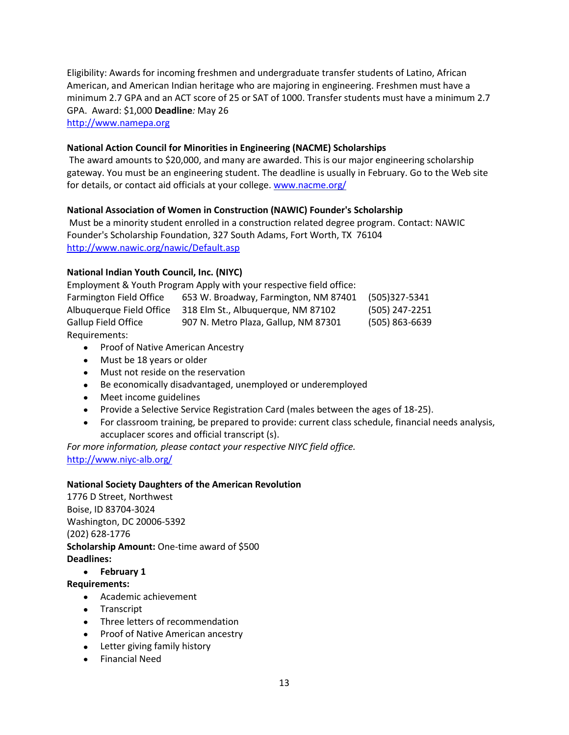Eligibility: Awards for incoming freshmen and undergraduate transfer students of Latino, African American, and American Indian heritage who are majoring in engineering. Freshmen must have a minimum 2.7 GPA and an ACT score of 25 or SAT of 1000. Transfer students must have a minimum 2.7 GPA. Award: $1,000 **Deadline***:* May 26
http://www.namepa.org

**National Action Council for Minorities in Engineering (NACME) Scholarships**

The award amounts to $20,000, and many are awarded. This is our major engineering scholarship gateway. You must be an engineering student. The deadline is usually in February. Go to the Web site for details, or contact aid officials at your college. www.nacme.org/

**National Association of Women in Construction (NAWIC) Founder's Scholarship**

Must be a minority student enrolled in a construction related degree program. Contact: NAWIC Founder's Scholarship Foundation, 327 South Adams, Fort Worth, TX 76104
http://www.nawic.org/nawic/Default.asp

**National Indian Youth Council, Inc. (NIYC)**

Employment & Youth Program Apply with your respective field office:

| | | |
|---|---|---|
| Farmington Field Office | 653 W. Broadway, Farmington, NM 87401 | (505)327-5341 |
| Albuquerque Field Office | 318 Elm St., Albuquerque, NM 87102 | (505) 247-2251 |
| Gallup Field Office | 907 N. Metro Plaza, Gallup, NM 87301 | (505) 863-6639 |

Requirements:

- Proof of Native American Ancestry
- Must be 18 years or older
- Must not reside on the reservation
- Be economically disadvantaged, unemployed or underemployed
- Meet income guidelines
- Provide a Selective Service Registration Card (males between the ages of 18-25).
- For classroom training, be prepared to provide: current class schedule, financial needs analysis, accuplacer scores and official transcript (s).

*For more information, please contact your respective NIYC field office.*
http://www.niyc-alb.org/

**National Society Daughters of the American Revolution**

1776 D Street, Northwest
Boise, ID 83704-3024
Washington, DC 20006-5392
(202) 628-1776
**Scholarship Amount:** One-time award of $500
**Deadlines:**

- **February 1**

**Requirements:**

- Academic achievement
- Transcript
- Three letters of recommendation
- Proof of Native American ancestry
- Letter giving family history
- Financial Need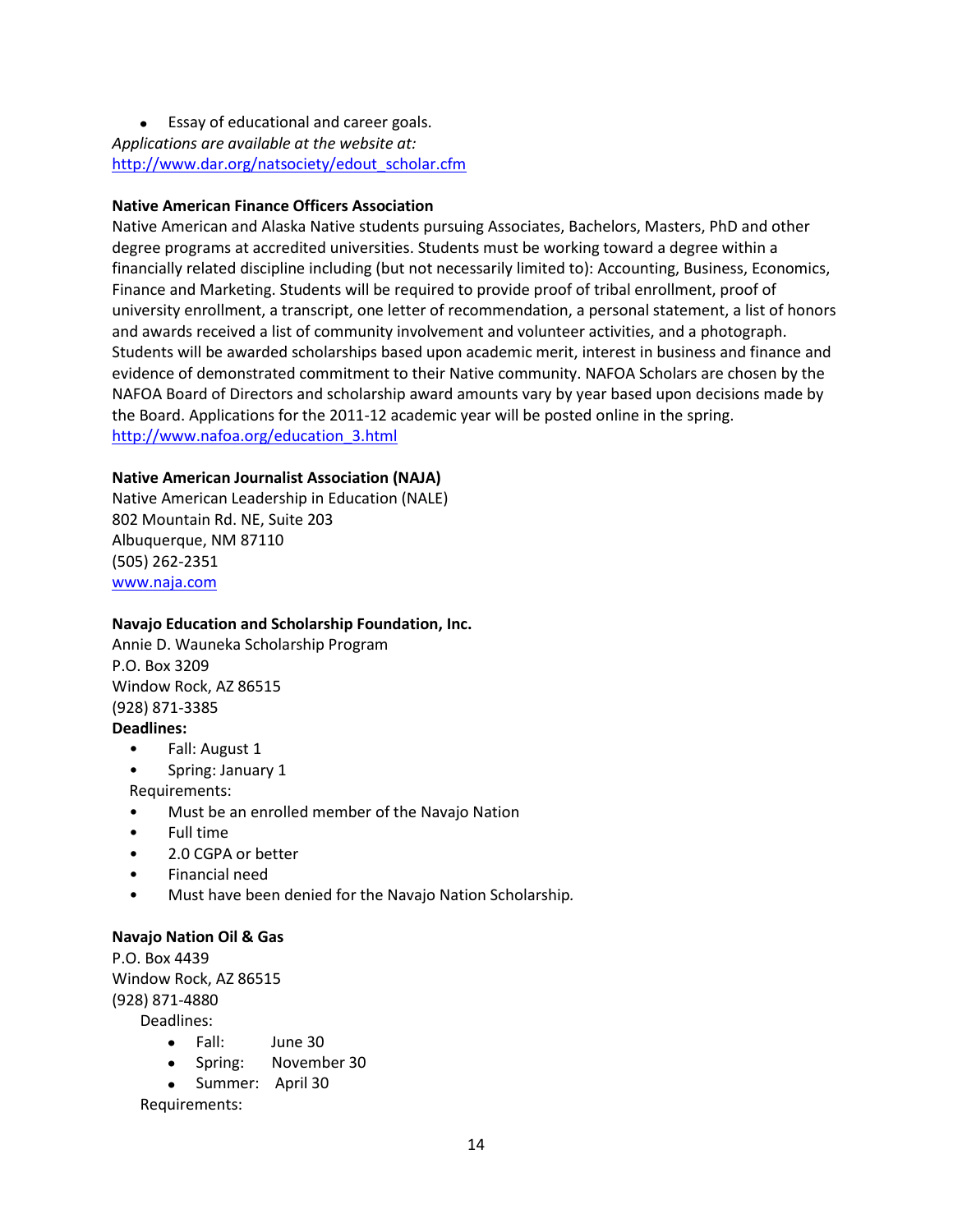- Essay of educational and career goals.

*Applications are available at the website at:*
http://www.dar.org/natsociety/edout_scholar.cfm

**Native American Finance Officers Association**

Native American and Alaska Native students pursuing Associates, Bachelors, Masters, PhD and other degree programs at accredited universities. Students must be working toward a degree within a financially related discipline including (but not necessarily limited to): Accounting, Business, Economics, Finance and Marketing. Students will be required to provide proof of tribal enrollment, proof of university enrollment, a transcript, one letter of recommendation, a personal statement, a list of honors and awards received a list of community involvement and volunteer activities, and a photograph. Students will be awarded scholarships based upon academic merit, interest in business and finance and evidence of demonstrated commitment to their Native community. NAFOA Scholars are chosen by the NAFOA Board of Directors and scholarship award amounts vary by year based upon decisions made by the Board. Applications for the 2011-12 academic year will be posted online in the spring.
http://www.nafoa.org/education_3.html

**Native American Journalist Association (NAJA)**

Native American Leadership in Education (NALE)
802 Mountain Rd. NE, Suite 203
Albuquerque, NM 87110
(505) 262-2351
www.naja.com

**Navajo Education and Scholarship Foundation, Inc.**

Annie D. Wauneka Scholarship Program
P.O. Box 3209
Window Rock, AZ 86515
(928) 871-3385

**Deadlines:**

- Fall: August 1
- Spring: January 1

Requirements:

- Must be an enrolled member of the Navajo Nation
- Full time
- 2.0 CGPA or better
- Financial need
- Must have been denied for the Navajo Nation Scholarship.

**Navajo Nation Oil & Gas**

P.O. Box 4439
Window Rock, AZ 86515
(928) 871-4880

Deadlines:

- Fall: June 30
- Spring: November 30
- Summer: April 30

Requirements: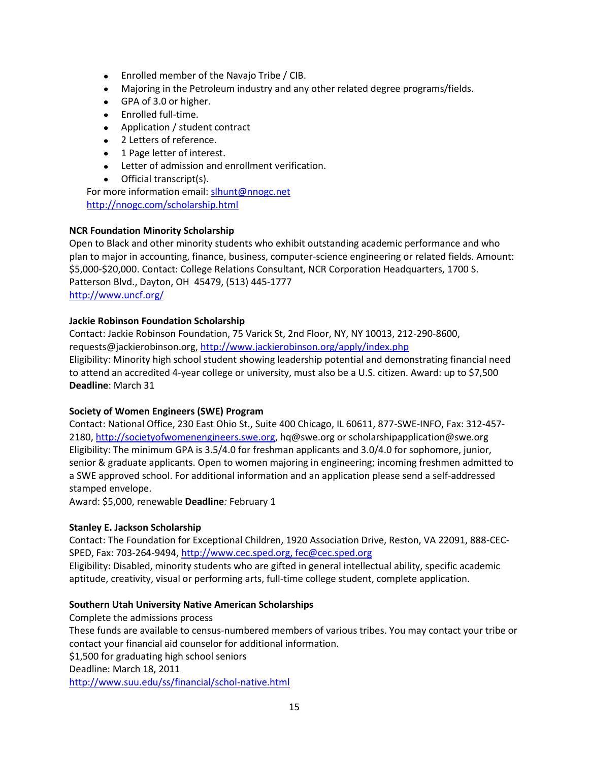- Enrolled member of the Navajo Tribe / CIB.
- Majoring in the Petroleum industry and any other related degree programs/fields.
- GPA of 3.0 or higher.
- Enrolled full-time.
- Application / student contract
- 2 Letters of reference.
- 1 Page letter of interest.
- Letter of admission and enrollment verification.
- Official transcript(s).

For more information email: slhunt@nnogc.net
http://nnogc.com/scholarship.html

**NCR Foundation Minority Scholarship**
Open to Black and other minority students who exhibit outstanding academic performance and who plan to major in accounting, finance, business, computer-science engineering or related fields. Amount: $5,000-$20,000. Contact: College Relations Consultant, NCR Corporation Headquarters, 1700 S. Patterson Blvd., Dayton, OH 45479, (513) 445-1777
http://www.uncf.org/

**Jackie Robinson Foundation Scholarship**
Contact: Jackie Robinson Foundation, 75 Varick St, 2nd Floor, NY, NY 10013, 212-290-8600, requests@jackierobinson.org, http://www.jackierobinson.org/apply/index.php
Eligibility: Minority high school student showing leadership potential and demonstrating financial need to attend an accredited 4-year college or university, must also be a U.S. citizen. Award: up to $7,500
**Deadline**: March 31

**Society of Women Engineers (SWE) Program**
Contact: National Office, 230 East Ohio St., Suite 400 Chicago, IL 60611, 877-SWE-INFO, Fax: 312-457-2180, http://societyofwomenengineers.swe.org, hq@swe.org or scholarshipapplication@swe.org
Eligibility: The minimum GPA is 3.5/4.0 for freshman applicants and 3.0/4.0 for sophomore, junior, senior & graduate applicants. Open to women majoring in engineering; incoming freshmen admitted to a SWE approved school. For additional information and an application please send a self-addressed stamped envelope.
Award: $5,000, renewable **Deadline***:* February 1

**Stanley E. Jackson Scholarship**
Contact: The Foundation for Exceptional Children, 1920 Association Drive, Reston, VA 22091, 888-CEC-SPED, Fax: 703-264-9494, http://www.cec.sped.org, fec@cec.sped.org
Eligibility: Disabled, minority students who are gifted in general intellectual ability, specific academic aptitude, creativity, visual or performing arts, full-time college student, complete application.

**Southern Utah University Native American Scholarships**
Complete the admissions process
These funds are available to census-numbered members of various tribes. You may contact your tribe or contact your financial aid counselor for additional information.
$1,500 for graduating high school seniors
Deadline: March 18, 2011
http://www.suu.edu/ss/financial/schol-native.html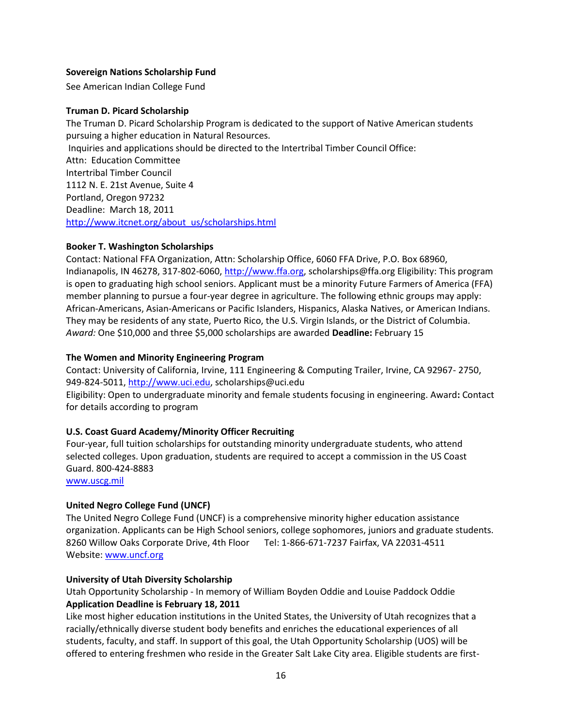**Sovereign Nations Scholarship Fund**

See American Indian College Fund

**Truman D. Picard Scholarship**

The Truman D. Picard Scholarship Program is dedicated to the support of Native American students pursuing a higher education in Natural Resources.

Inquiries and applications should be directed to the Intertribal Timber Council Office:
Attn: Education Committee
Intertribal Timber Council
1112 N. E. 21st Avenue, Suite 4
Portland, Oregon 97232
Deadline: March 18, 2011
http://www.itcnet.org/about_us/scholarships.html

**Booker T. Washington Scholarships**

Contact: National FFA Organization, Attn: Scholarship Office, 6060 FFA Drive, P.O. Box 68960, Indianapolis, IN 46278, 317-802-6060, http://www.ffa.org, scholarships@ffa.org Eligibility: This program is open to graduating high school seniors. Applicant must be a minority Future Farmers of America (FFA) member planning to pursue a four-year degree in agriculture. The following ethnic groups may apply: African-Americans, Asian-Americans or Pacific Islanders, Hispanics, Alaska Natives, or American Indians. They may be residents of any state, Puerto Rico, the U.S. Virgin Islands, or the District of Columbia. *Award:* One $10,000 and three $5,000 scholarships are awarded **Deadline:** February 15

**The Women and Minority Engineering Program**

Contact: University of California, Irvine, 111 Engineering & Computing Trailer, Irvine, CA 92967- 2750, 949-824-5011, http://www.uci.edu, scholarships@uci.edu

Eligibility: Open to undergraduate minority and female students focusing in engineering. Award**:** Contact for details according to program

**U.S. Coast Guard Academy/Minority Officer Recruiting**

Four-year, full tuition scholarships for outstanding minority undergraduate students, who attend selected colleges. Upon graduation, students are required to accept a commission in the US Coast Guard. 800-424-8883
www.uscg.mil

**United Negro College Fund (UNCF)**

The United Negro College Fund (UNCF) is a comprehensive minority higher education assistance organization. Applicants can be High School seniors, college sophomores, juniors and graduate students.
8260 Willow Oaks Corporate Drive, 4th Floor Tel: 1-866-671-7237 Fairfax, VA 22031-4511
Website: www.uncf.org

**University of Utah Diversity Scholarship**

Utah Opportunity Scholarship - In memory of William Boyden Oddie and Louise Paddock Oddie
**Application Deadline is February 18, 2011**
Like most higher education institutions in the United States, the University of Utah recognizes that a racially/ethnically diverse student body benefits and enriches the educational experiences of all students, faculty, and staff. In support of this goal, the Utah Opportunity Scholarship (UOS) will be offered to entering freshmen who reside in the Greater Salt Lake City area. Eligible students are first-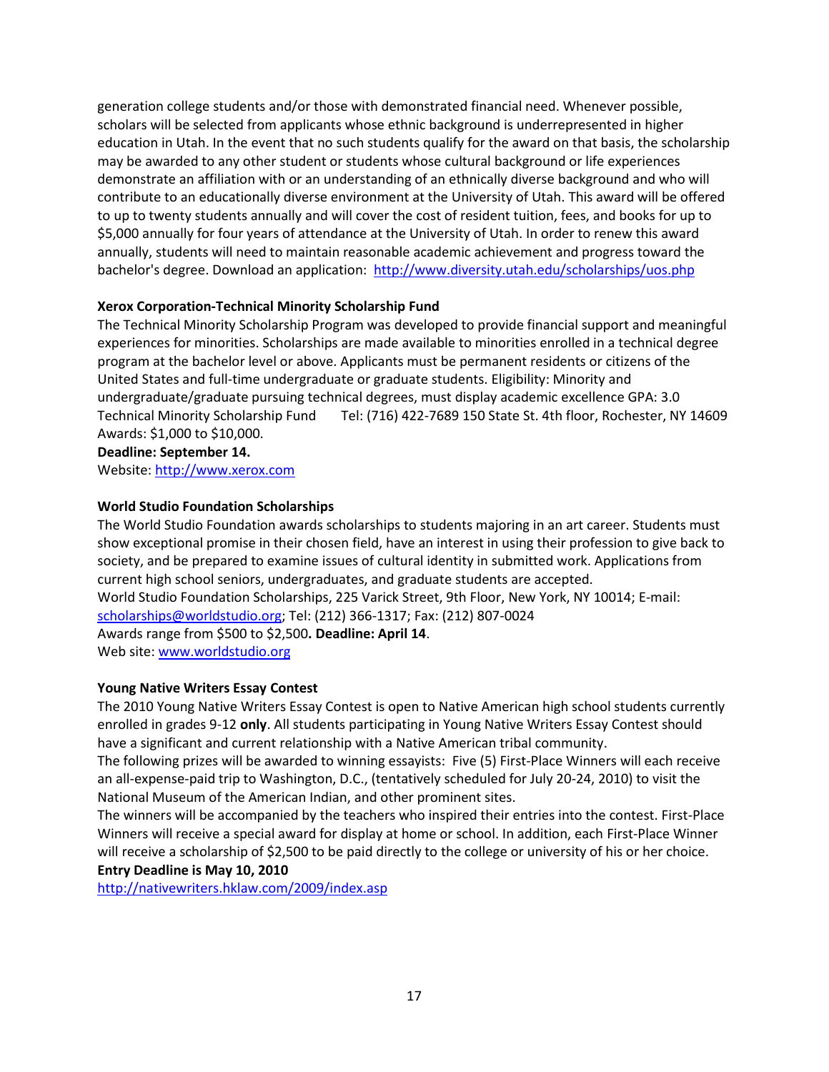generation college students and/or those with demonstrated financial need. Whenever possible, scholars will be selected from applicants whose ethnic background is underrepresented in higher education in Utah. In the event that no such students qualify for the award on that basis, the scholarship may be awarded to any other student or students whose cultural background or life experiences demonstrate an affiliation with or an understanding of an ethnically diverse background and who will contribute to an educationally diverse environment at the University of Utah. This award will be offered to up to twenty students annually and will cover the cost of resident tuition, fees, and books for up to $5,000 annually for four years of attendance at the University of Utah. In order to renew this award annually, students will need to maintain reasonable academic achievement and progress toward the bachelor's degree. Download an application: http://www.diversity.utah.edu/scholarships/uos.php

**Xerox Corporation-Technical Minority Scholarship Fund**

The Technical Minority Scholarship Program was developed to provide financial support and meaningful experiences for minorities. Scholarships are made available to minorities enrolled in a technical degree program at the bachelor level or above. Applicants must be permanent residents or citizens of the United States and full-time undergraduate or graduate students. Eligibility: Minority and undergraduate/graduate pursuing technical degrees, must display academic excellence GPA: 3.0 Technical Minority Scholarship Fund Tel: (716) 422-7689 150 State St. 4th floor, Rochester, NY 14609 Awards: $1,000 to $10,000.
**Deadline: September 14.**
Website: http://www.xerox.com

**World Studio Foundation Scholarships**

The World Studio Foundation awards scholarships to students majoring in an art career. Students must show exceptional promise in their chosen field, have an interest in using their profession to give back to society, and be prepared to examine issues of cultural identity in submitted work. Applications from current high school seniors, undergraduates, and graduate students are accepted.
World Studio Foundation Scholarships, 225 Varick Street, 9th Floor, New York, NY 10014; E-mail: scholarships@worldstudio.org; Tel: (212) 366-1317; Fax: (212) 807-0024
Awards range from $500 to $2,500**. Deadline: April 14**.
Web site: www.worldstudio.org

**Young Native Writers Essay Contest**

The 2010 Young Native Writers Essay Contest is open to Native American high school students currently enrolled in grades 9-12 **only**. All students participating in Young Native Writers Essay Contest should have a significant and current relationship with a Native American tribal community.
The following prizes will be awarded to winning essayists: Five (5) First-Place Winners will each receive an all-expense-paid trip to Washington, D.C., (tentatively scheduled for July 20-24, 2010) to visit the National Museum of the American Indian, and other prominent sites.
The winners will be accompanied by the teachers who inspired their entries into the contest. First-Place Winners will receive a special award for display at home or school. In addition, each First-Place Winner will receive a scholarship of $2,500 to be paid directly to the college or university of his or her choice.
**Entry Deadline is May 10, 2010**
http://nativewriters.hklaw.com/2009/index.asp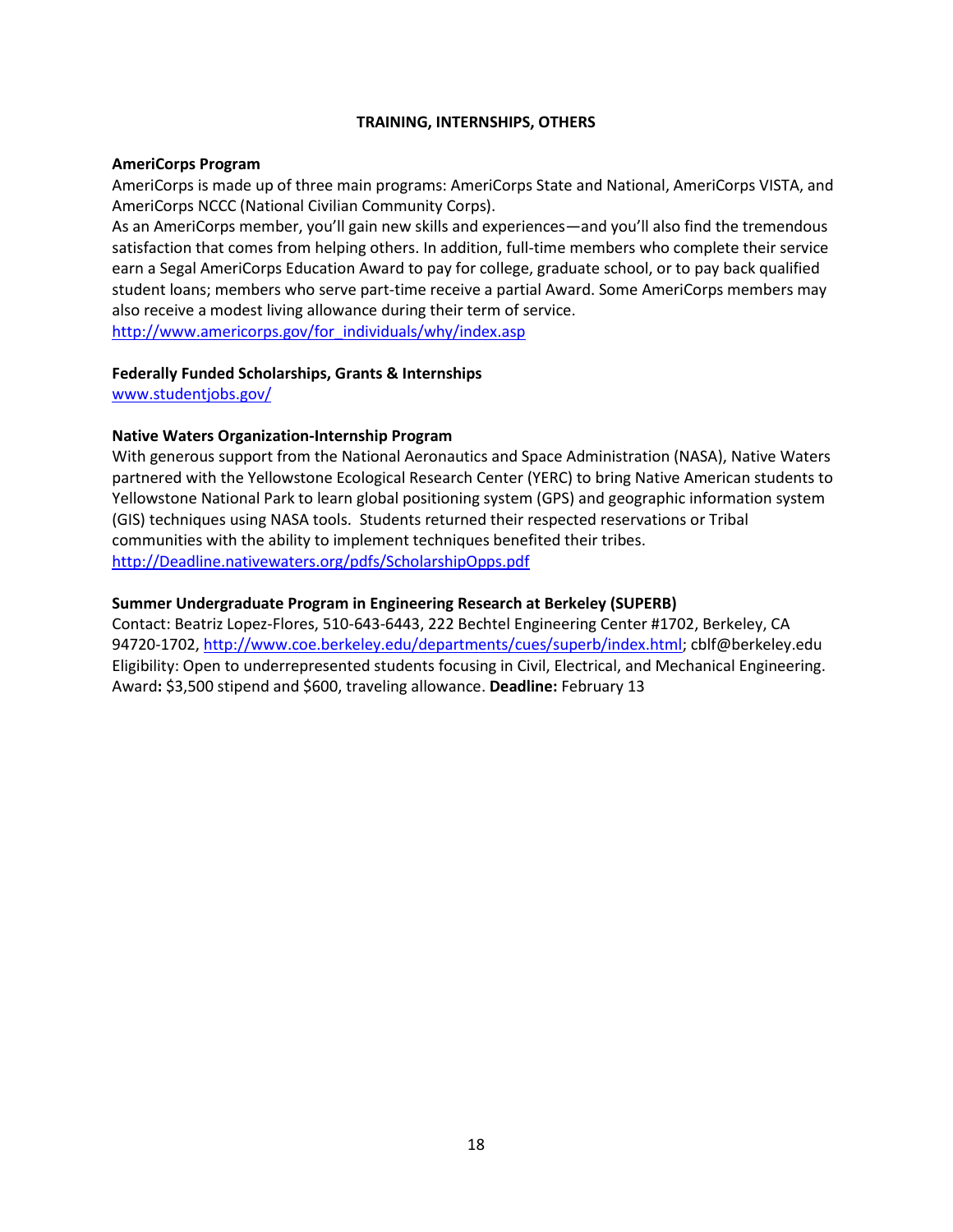## TRAINING, INTERNSHIPS, OTHERS

**AmeriCorps Program**

AmeriCorps is made up of three main programs: AmeriCorps State and National, AmeriCorps VISTA, and AmeriCorps NCCC (National Civilian Community Corps).

As an AmeriCorps member, you'll gain new skills and experiences—and you'll also find the tremendous satisfaction that comes from helping others. In addition, full-time members who complete their service earn a Segal AmeriCorps Education Award to pay for college, graduate school, or to pay back qualified student loans; members who serve part-time receive a partial Award. Some AmeriCorps members may also receive a modest living allowance during their term of service.

http://www.americorps.gov/for_individuals/why/index.asp

**Federally Funded Scholarships, Grants & Internships**

www.studentjobs.gov/

**Native Waters Organization-Internship Program**

With generous support from the National Aeronautics and Space Administration (NASA), Native Waters partnered with the Yellowstone Ecological Research Center (YERC) to bring Native American students to Yellowstone National Park to learn global positioning system (GPS) and geographic information system (GIS) techniques using NASA tools. Students returned their respected reservations or Tribal communities with the ability to implement techniques benefited their tribes.

http://Deadline.nativewaters.org/pdfs/ScholarshipOpps.pdf

**Summer Undergraduate Program in Engineering Research at Berkeley (SUPERB)**

Contact: Beatriz Lopez-Flores, 510-643-6443, 222 Bechtel Engineering Center #1702, Berkeley, CA 94720-1702, http://www.coe.berkeley.edu/departments/cues/superb/index.html; cblf@berkeley.edu

Eligibility: Open to underrepresented students focusing in Civil, Electrical, and Mechanical Engineering.

Award**:** $3,500 stipend and $600, traveling allowance. **Deadline:** February 13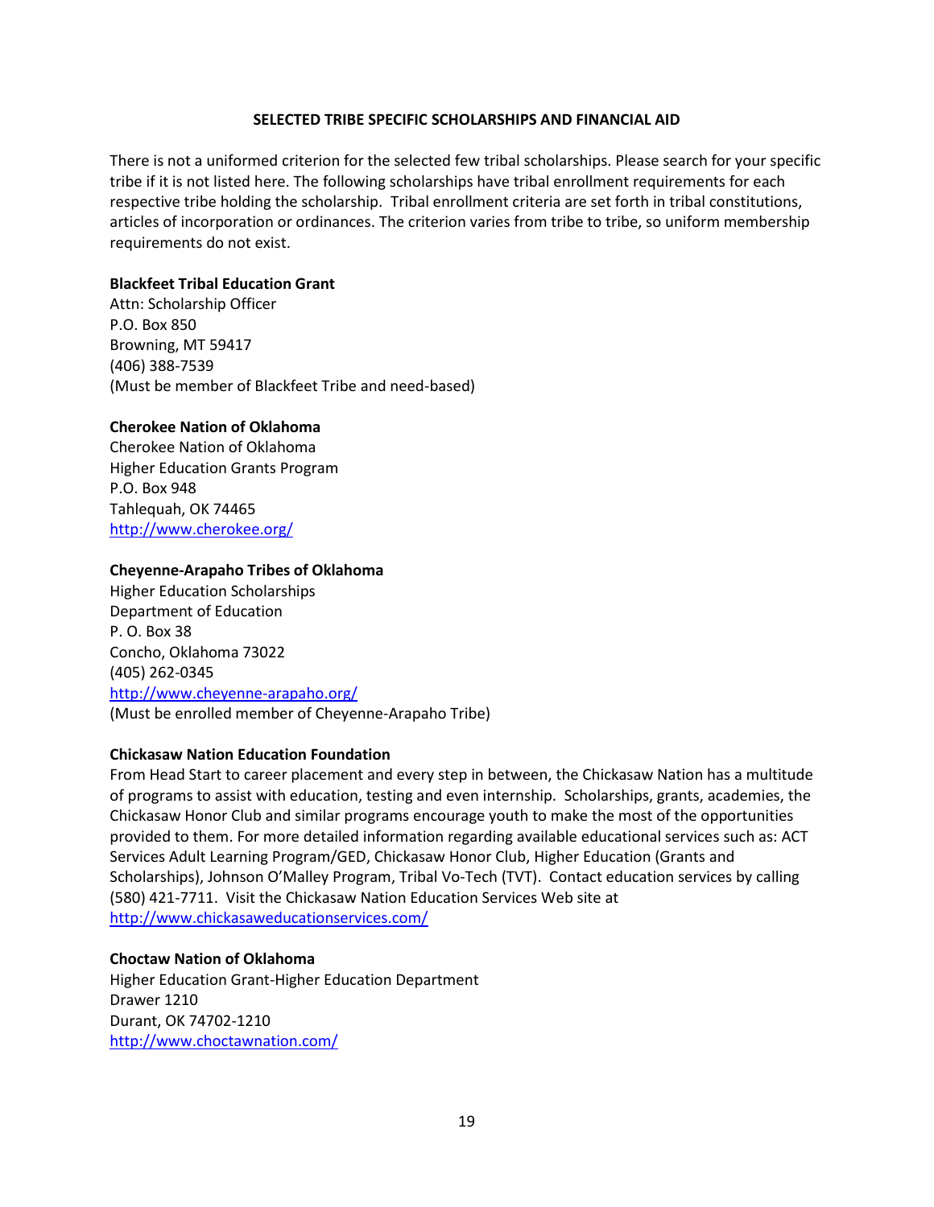## SELECTED TRIBE SPECIFIC SCHOLARSHIPS AND FINANCIAL AID

There is not a uniformed criterion for the selected few tribal scholarships. Please search for your specific tribe if it is not listed here. The following scholarships have tribal enrollment requirements for each respective tribe holding the scholarship. Tribal enrollment criteria are set forth in tribal constitutions, articles of incorporation or ordinances. The criterion varies from tribe to tribe, so uniform membership requirements do not exist.

**Blackfeet Tribal Education Grant**
Attn: Scholarship Officer
P.O. Box 850
Browning, MT 59417
(406) 388-7539
(Must be member of Blackfeet Tribe and need-based)

**Cherokee Nation of Oklahoma**
Cherokee Nation of Oklahoma
Higher Education Grants Program
P.O. Box 948
Tahlequah, OK 74465
http://www.cherokee.org/

**Cheyenne-Arapaho Tribes of Oklahoma**
Higher Education Scholarships
Department of Education
P. O. Box 38
Concho, Oklahoma 73022
(405) 262-0345
http://www.cheyenne-arapaho.org/
(Must be enrolled member of Cheyenne-Arapaho Tribe)

**Chickasaw Nation Education Foundation**
From Head Start to career placement and every step in between, the Chickasaw Nation has a multitude of programs to assist with education, testing and even internship. Scholarships, grants, academies, the Chickasaw Honor Club and similar programs encourage youth to make the most of the opportunities provided to them. For more detailed information regarding available educational services such as: ACT Services Adult Learning Program/GED, Chickasaw Honor Club, Higher Education (Grants and Scholarships), Johnson O'Malley Program, Tribal Vo-Tech (TVT). Contact education services by calling (580) 421-7711. Visit the Chickasaw Nation Education Services Web site at http://www.chickasaweducationservices.com/

**Choctaw Nation of Oklahoma**
Higher Education Grant-Higher Education Department
Drawer 1210
Durant, OK 74702-1210
http://www.choctawnation.com/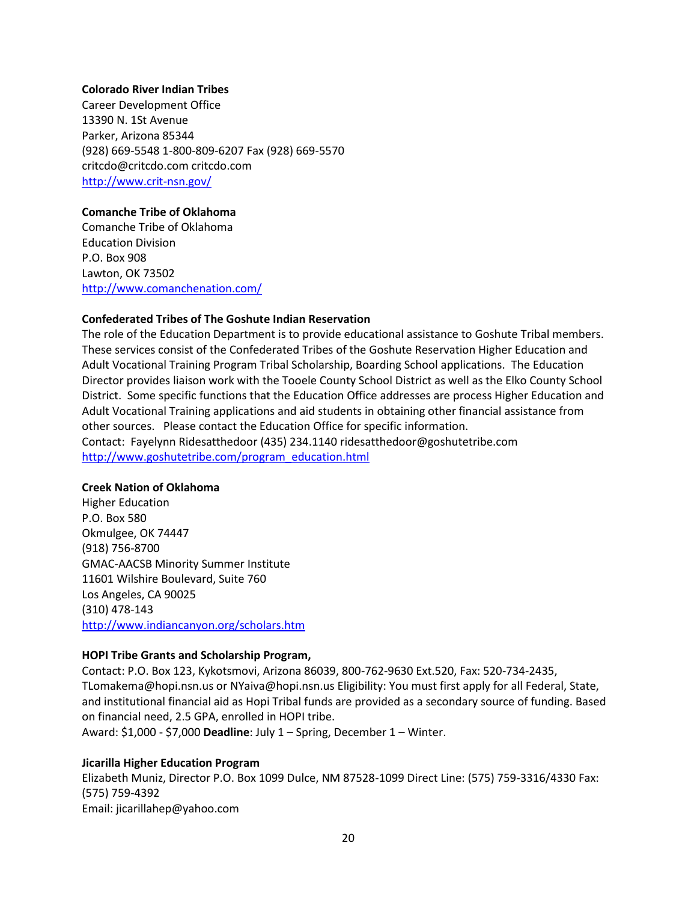**Colorado River Indian Tribes**
Career Development Office
13390 N. 1St Avenue
Parker, Arizona 85344
(928) 669-5548 1-800-809-6207 Fax (928) 669-5570
critcdo@critcdo.com critcdo.com
http://www.crit-nsn.gov/

**Comanche Tribe of Oklahoma**
Comanche Tribe of Oklahoma
Education Division
P.O. Box 908
Lawton, OK 73502
http://www.comanchenation.com/

**Confederated Tribes of The Goshute Indian Reservation**
The role of the Education Department is to provide educational assistance to Goshute Tribal members. These services consist of the Confederated Tribes of the Goshute Reservation Higher Education and Adult Vocational Training Program Tribal Scholarship, Boarding School applications. The Education Director provides liaison work with the Tooele County School District as well as the Elko County School District. Some specific functions that the Education Office addresses are process Higher Education and Adult Vocational Training applications and aid students in obtaining other financial assistance from other sources. Please contact the Education Office for specific information.
Contact: Fayelynn Ridesatthedoor (435) 234.1140 ridesatthedoor@goshutetribe.com
http://www.goshutetribe.com/program_education.html

**Creek Nation of Oklahoma**
Higher Education
P.O. Box 580
Okmulgee, OK 74447
(918) 756-8700
GMAC-AACSB Minority Summer Institute
11601 Wilshire Boulevard, Suite 760
Los Angeles, CA 90025
(310) 478-143
http://www.indiancanyon.org/scholars.htm

**HOPI Tribe Grants and Scholarship Program,**
Contact: P.O. Box 123, Kykotsmovi, Arizona 86039, 800-762-9630 Ext.520, Fax: 520-734-2435, TLomakema@hopi.nsn.us or NYaiva@hopi.nsn.us Eligibility: You must first apply for all Federal, State, and institutional financial aid as Hopi Tribal funds are provided as a secondary source of funding. Based on financial need, 2.5 GPA, enrolled in HOPI tribe.
Award: $1,000 - $7,000 **Deadline**: July 1 – Spring, December 1 – Winter.

**Jicarilla Higher Education Program**
Elizabeth Muniz, Director P.O. Box 1099 Dulce, NM 87528-1099 Direct Line: (575) 759-3316/4330 Fax: (575) 759-4392
Email: jicarillahep@yahoo.com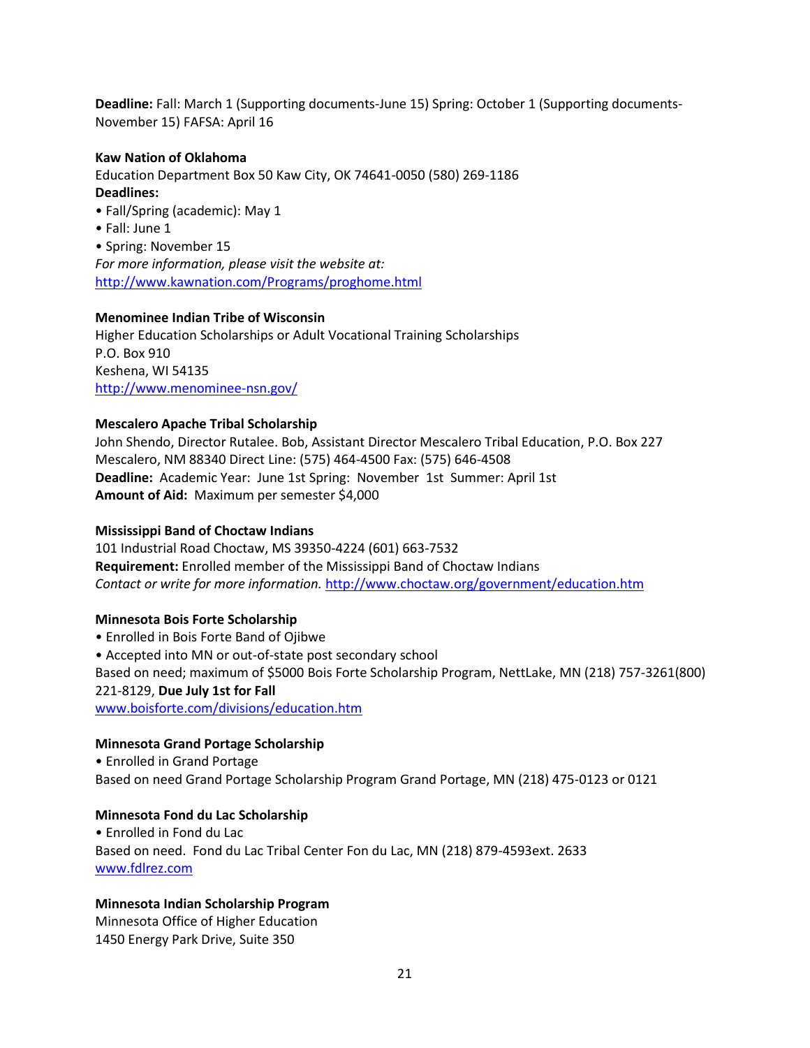**Deadline:** Fall: March 1 (Supporting documents-June 15) Spring: October 1 (Supporting documents-November 15) FAFSA: April 16

**Kaw Nation of Oklahoma**
Education Department Box 50 Kaw City, OK 74641-0050 (580) 269-1186
**Deadlines:**
- Fall/Spring (academic): May 1
- Fall: June 1
- Spring: November 15

*For more information, please visit the website at:*
http://www.kawnation.com/Programs/proghome.html

**Menominee Indian Tribe of Wisconsin**
Higher Education Scholarships or Adult Vocational Training Scholarships
P.O. Box 910
Keshena, WI 54135
http://www.menominee-nsn.gov/

**Mescalero Apache Tribal Scholarship**
John Shendo, Director Rutalee. Bob, Assistant Director Mescalero Tribal Education, P.O. Box 227 Mescalero, NM 88340 Direct Line: (575) 464-4500 Fax: (575) 646-4508
**Deadline:** Academic Year: June 1st Spring: November 1st Summer: April 1st
**Amount of Aid:** Maximum per semester $4,000

**Mississippi Band of Choctaw Indians**
101 Industrial Road Choctaw, MS 39350-4224 (601) 663-7532
**Requirement:** Enrolled member of the Mississippi Band of Choctaw Indians
*Contact or write for more information.* http://www.choctaw.org/government/education.htm

**Minnesota Bois Forte Scholarship**
- Enrolled in Bois Forte Band of Ojibwe
- Accepted into MN or out-of-state post secondary school

Based on need; maximum of $5000 Bois Forte Scholarship Program, NettLake, MN (218) 757-3261(800) 221-8129, **Due July 1st for Fall**
www.boisforte.com/divisions/education.htm

**Minnesota Grand Portage Scholarship**
- Enrolled in Grand Portage

Based on need Grand Portage Scholarship Program Grand Portage, MN (218) 475-0123 or 0121

**Minnesota Fond du Lac Scholarship**
- Enrolled in Fond du Lac

Based on need. Fond du Lac Tribal Center Fon du Lac, MN (218) 879-4593ext. 2633
www.fdlrez.com

**Minnesota Indian Scholarship Program**
Minnesota Office of Higher Education
1450 Energy Park Drive, Suite 350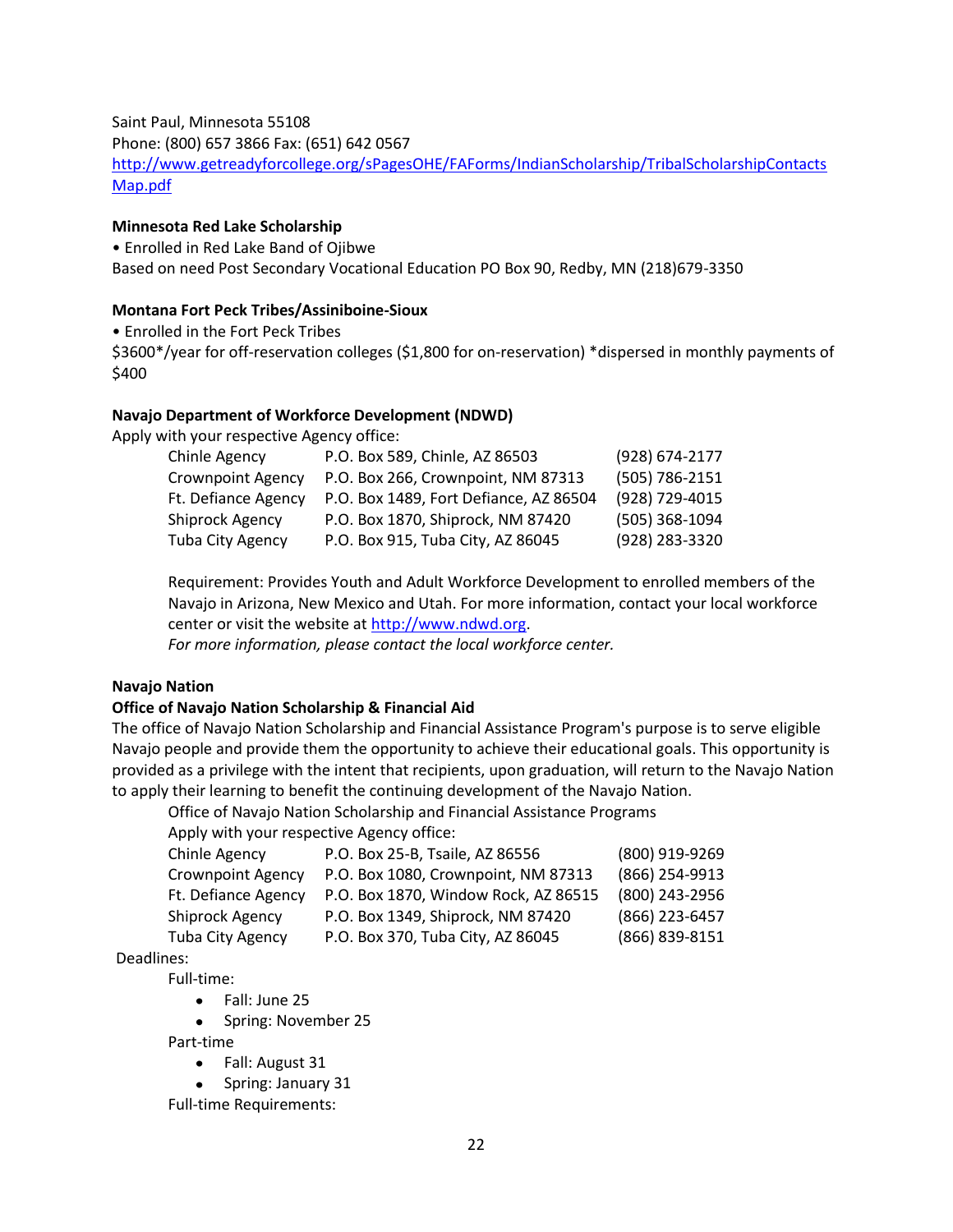Saint Paul, Minnesota 55108
Phone: (800) 657 3866 Fax: (651) 642 0567
[http://www.getreadyforcollege.org/sPagesOHE/FAForms/IndianScholarship/TribalScholarshipContactsMap.pdf](http://www.getreadyforcollege.org/sPagesOHE/FAForms/IndianScholarship/TribalScholarshipContactsMap.pdf)

**Minnesota Red Lake Scholarship**

• Enrolled in Red Lake Band of Ojibwe
Based on need Post Secondary Vocational Education PO Box 90, Redby, MN (218)679-3350

**Montana Fort Peck Tribes/Assiniboine-Sioux**

• Enrolled in the Fort Peck Tribes
$3600*/year for off-reservation colleges ($1,800 for on-reservation) *dispersed in monthly payments of $400

**Navajo Department of Workforce Development (NDWD)**

Apply with your respective Agency office:

| | | |
|---|---|---|
| Chinle Agency | P.O. Box 589, Chinle, AZ 86503 | (928) 674-2177 |
| Crownpoint Agency | P.O. Box 266, Crownpoint, NM 87313 | (505) 786-2151 |
| Ft. Defiance Agency | P.O. Box 1489, Fort Defiance, AZ 86504 | (928) 729-4015 |
| Shiprock Agency | P.O. Box 1870, Shiprock, NM 87420 | (505) 368-1094 |
| Tuba City Agency | P.O. Box 915, Tuba City, AZ 86045 | (928) 283-3320 |

Requirement: Provides Youth and Adult Workforce Development to enrolled members of the Navajo in Arizona, New Mexico and Utah. For more information, contact your local workforce center or visit the website at [http://www.ndwd.org](http://www.ndwd.org).
*For more information, please contact the local workforce center.*

**Navajo Nation**
**Office of Navajo Nation Scholarship & Financial Aid**

The office of Navajo Nation Scholarship and Financial Assistance Program's purpose is to serve eligible Navajo people and provide them the opportunity to achieve their educational goals. This opportunity is provided as a privilege with the intent that recipients, upon graduation, will return to the Navajo Nation to apply their learning to benefit the continuing development of the Navajo Nation.

Office of Navajo Nation Scholarship and Financial Assistance Programs
Apply with your respective Agency office:

| | | |
|---|---|---|
| Chinle Agency | P.O. Box 25-B, Tsaile, AZ 86556 | (800) 919-9269 |
| Crownpoint Agency | P.O. Box 1080, Crownpoint, NM 87313 | (866) 254-9913 |
| Ft. Defiance Agency | P.O. Box 1870, Window Rock, AZ 86515 | (800) 243-2956 |
| Shiprock Agency | P.O. Box 1349, Shiprock, NM 87420 | (866) 223-6457 |
| Tuba City Agency | P.O. Box 370, Tuba City, AZ 86045 | (866) 839-8151 |

Deadlines:

Full-time:

- Fall: June 25
- Spring: November 25

Part-time

- Fall: August 31
- Spring: January 31

Full-time Requirements: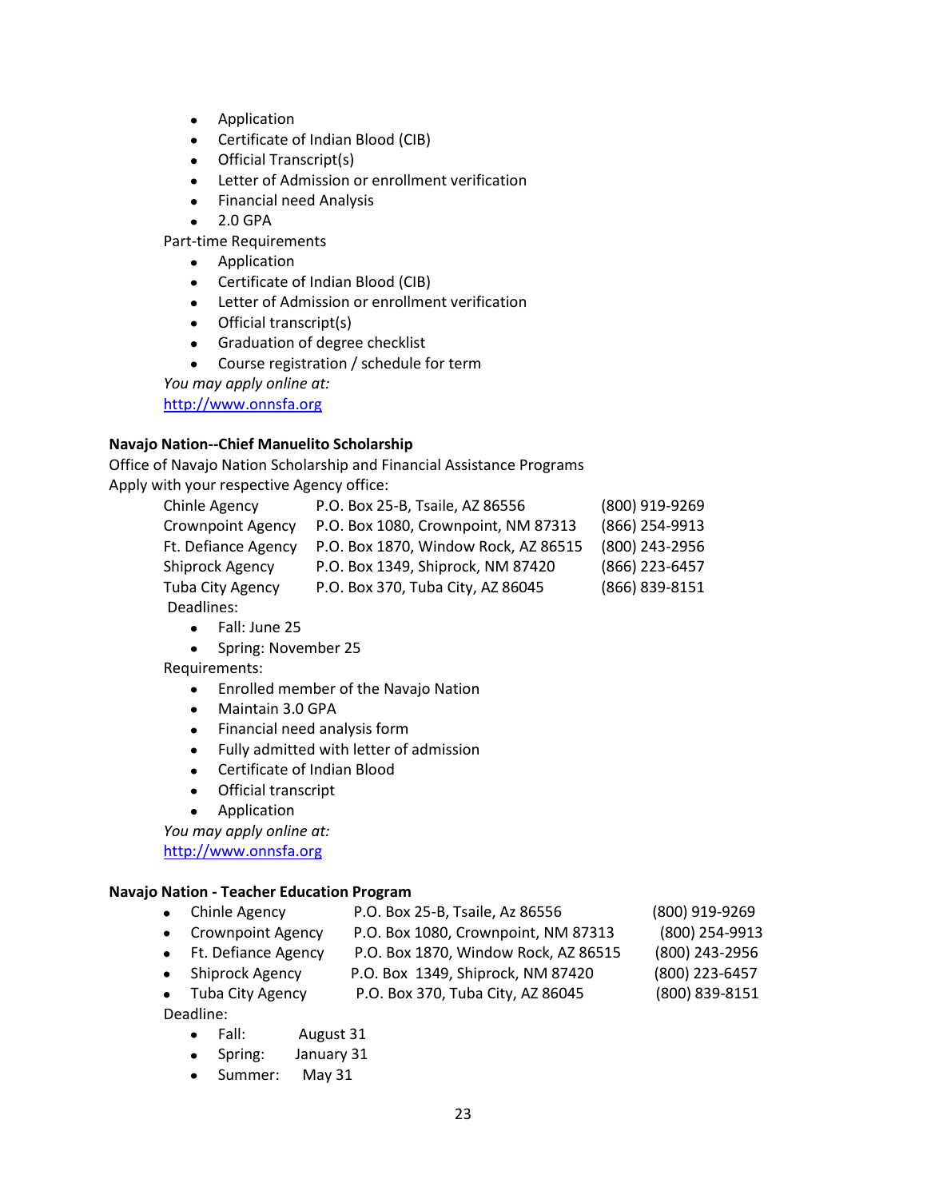- Application
- Certificate of Indian Blood (CIB)
- Official Transcript(s)
- Letter of Admission or enrollment verification
- Financial need Analysis
- 2.0 GPA

Part-time Requirements

- Application
- Certificate of Indian Blood (CIB)
- Letter of Admission or enrollment verification
- Official transcript(s)
- Graduation of degree checklist
- Course registration / schedule for term

*You may apply online at:*
http://www.onnsfa.org

**Navajo Nation--Chief Manuelito Scholarship**

Office of Navajo Nation Scholarship and Financial Assistance Programs
Apply with your respective Agency office:

| | | |
|---|---|---|
| Chinle Agency | P.O. Box 25-B, Tsaile, AZ 86556 | (800) 919-9269 |
| Crownpoint Agency | P.O. Box 1080, Crownpoint, NM 87313 | (866) 254-9913 |
| Ft. Defiance Agency | P.O. Box 1870, Window Rock, AZ 86515 | (800) 243-2956 |
| Shiprock Agency | P.O. Box 1349, Shiprock, NM 87420 | (866) 223-6457 |
| Tuba City Agency | P.O. Box 370, Tuba City, AZ 86045 | (866) 839-8151 |

Deadlines:

- Fall: June 25
- Spring: November 25

Requirements:

- Enrolled member of the Navajo Nation
- Maintain 3.0 GPA
- Financial need analysis form
- Fully admitted with letter of admission
- Certificate of Indian Blood
- Official transcript
- Application

*You may apply online at:*
http://www.onnsfa.org

**Navajo Nation - Teacher Education Program**

- Chinle Agency — P.O. Box 25-B, Tsaile, Az 86556 — (800) 919-9269
- Crownpoint Agency — P.O. Box 1080, Crownpoint, NM 87313 — (800) 254-9913
- Ft. Defiance Agency — P.O. Box 1870, Window Rock, AZ 86515 — (800) 243-2956
- Shiprock Agency — P.O. Box 1349, Shiprock, NM 87420 — (800) 223-6457
- Tuba City Agency — P.O. Box 370, Tuba City, AZ 86045 — (800) 839-8151

Deadline:

- Fall: August 31
- Spring: January 31
- Summer: May 31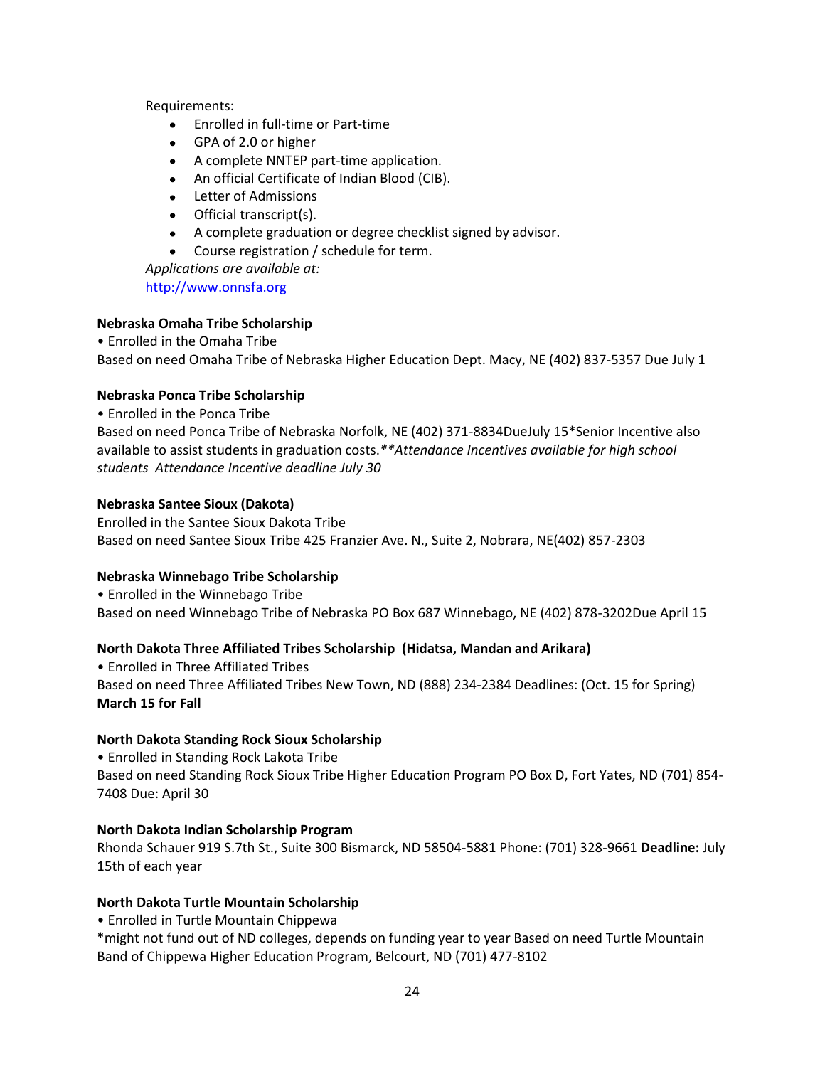Requirements:

- Enrolled in full-time or Part-time
- GPA of 2.0 or higher
- A complete NNTEP part-time application.
- An official Certificate of Indian Blood (CIB).
- Letter of Admissions
- Official transcript(s).
- A complete graduation or degree checklist signed by advisor.
- Course registration / schedule for term.

*Applications are available at:*
[http://www.onnsfa.org](http://www.onnsfa.org)

**Nebraska Omaha Tribe Scholarship**

• Enrolled in the Omaha Tribe
Based on need Omaha Tribe of Nebraska Higher Education Dept. Macy, NE (402) 837-5357 Due July 1

**Nebraska Ponca Tribe Scholarship**

• Enrolled in the Ponca Tribe
Based on need Ponca Tribe of Nebraska Norfolk, NE (402) 371-8834DueJuly 15*Senior Incentive also available to assist students in graduation costs.*\*Attendance Incentives available for high school students Attendance Incentive deadline July 30*

**Nebraska Santee Sioux (Dakota)**

Enrolled in the Santee Sioux Dakota Tribe
Based on need Santee Sioux Tribe 425 Franzier Ave. N., Suite 2, Nobrara, NE(402) 857-2303

**Nebraska Winnebago Tribe Scholarship**

• Enrolled in the Winnebago Tribe
Based on need Winnebago Tribe of Nebraska PO Box 687 Winnebago, NE (402) 878-3202Due April 15

**North Dakota Three Affiliated Tribes Scholarship (Hidatsa, Mandan and Arikara)**

• Enrolled in Three Affiliated Tribes
Based on need Three Affiliated Tribes New Town, ND (888) 234-2384 Deadlines: (Oct. 15 for Spring) **March 15 for Fall**

**North Dakota Standing Rock Sioux Scholarship**

• Enrolled in Standing Rock Lakota Tribe
Based on need Standing Rock Sioux Tribe Higher Education Program PO Box D, Fort Yates, ND (701) 854-7408 Due: April 30

**North Dakota Indian Scholarship Program**

Rhonda Schauer 919 S.7th St., Suite 300 Bismarck, ND 58504-5881 Phone: (701) 328-9661 **Deadline:** July 15th of each year

**North Dakota Turtle Mountain Scholarship**

• Enrolled in Turtle Mountain Chippewa
*might not fund out of ND colleges, depends on funding year to year Based on need Turtle Mountain Band of Chippewa Higher Education Program, Belcourt, ND (701) 477-8102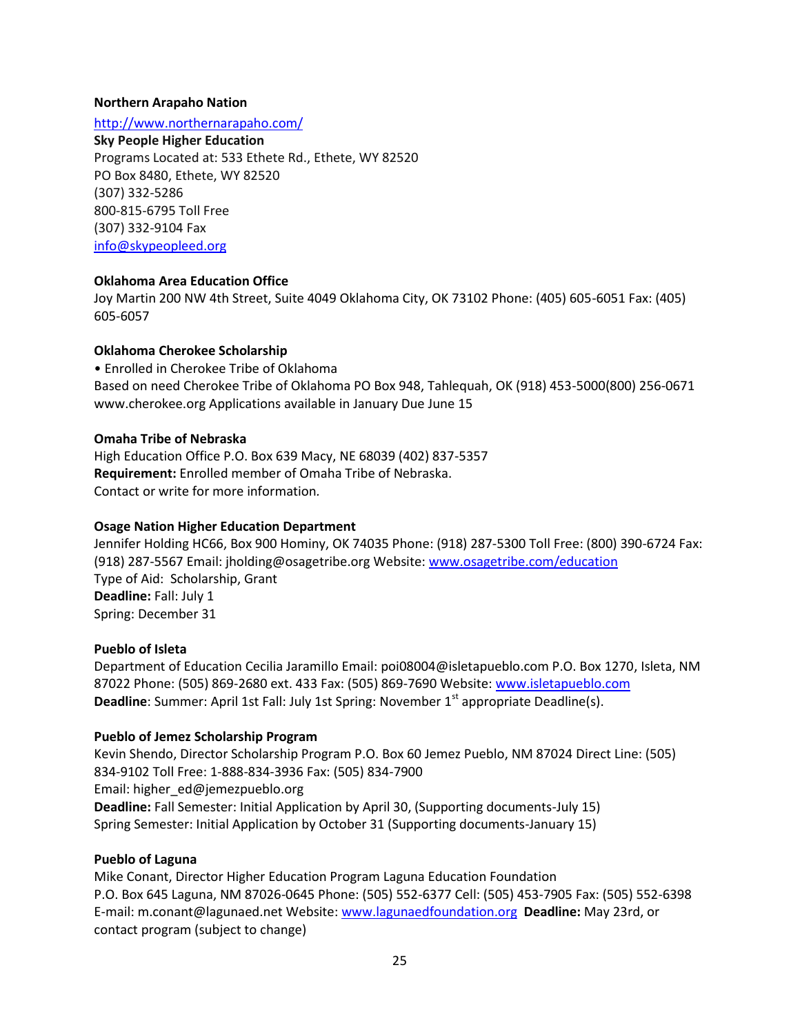**Northern Arapaho Nation**

[http://www.northernarapaho.com/](http://www.northernarapaho.com/)

**Sky People Higher Education**
Programs Located at: 533 Ethete Rd., Ethete, WY 82520
PO Box 8480, Ethete, WY 82520
(307) 332-5286
800-815-6795 Toll Free
(307) 332-9104 Fax
[info@skypeopleed.org](mailto:info@skypeopleed.org)

**Oklahoma Area Education Office**
Joy Martin 200 NW 4th Street, Suite 4049 Oklahoma City, OK 73102 Phone: (405) 605-6051 Fax: (405) 605-6057

**Oklahoma Cherokee Scholarship**
• Enrolled in Cherokee Tribe of Oklahoma
Based on need Cherokee Tribe of Oklahoma PO Box 948, Tahlequah, OK (918) 453-5000(800) 256-0671 www.cherokee.org Applications available in January Due June 15

**Omaha Tribe of Nebraska**
High Education Office P.O. Box 639 Macy, NE 68039 (402) 837-5357
**Requirement:** Enrolled member of Omaha Tribe of Nebraska.
Contact or write for more information.

**Osage Nation Higher Education Department**
Jennifer Holding HC66, Box 900 Hominy, OK 74035 Phone: (918) 287-5300 Toll Free: (800) 390-6724 Fax: (918) 287-5567 Email: jholding@osagetribe.org Website: [www.osagetribe.com/education](http://www.osagetribe.com/education)
Type of Aid: Scholarship, Grant
**Deadline:** Fall: July 1
Spring: December 31

**Pueblo of Isleta**
Department of Education Cecilia Jaramillo Email: poi08004@isletapueblo.com P.O. Box 1270, Isleta, NM 87022 Phone: (505) 869-2680 ext. 433 Fax: (505) 869-7690 Website: [www.isletapueblo.com](http://www.isletapueblo.com)
**Deadline**: Summer: April 1st Fall: July 1st Spring: November 1st appropriate Deadline(s).

**Pueblo of Jemez Scholarship Program**
Kevin Shendo, Director Scholarship Program P.O. Box 60 Jemez Pueblo, NM 87024 Direct Line: (505) 834-9102 Toll Free: 1-888-834-3936 Fax: (505) 834-7900
Email: higher_ed@jemezpueblo.org
**Deadline:** Fall Semester: Initial Application by April 30, (Supporting documents-July 15)
Spring Semester: Initial Application by October 31 (Supporting documents-January 15)

**Pueblo of Laguna**
Mike Conant, Director Higher Education Program Laguna Education Foundation
P.O. Box 645 Laguna, NM 87026-0645 Phone: (505) 552-6377 Cell: (505) 453-7905 Fax: (505) 552-6398
E-mail: m.conant@lagunaed.net Website: [www.lagunaedfoundation.org](http://www.lagunaedfoundation.org) **Deadline:** May 23rd, or contact program (subject to change)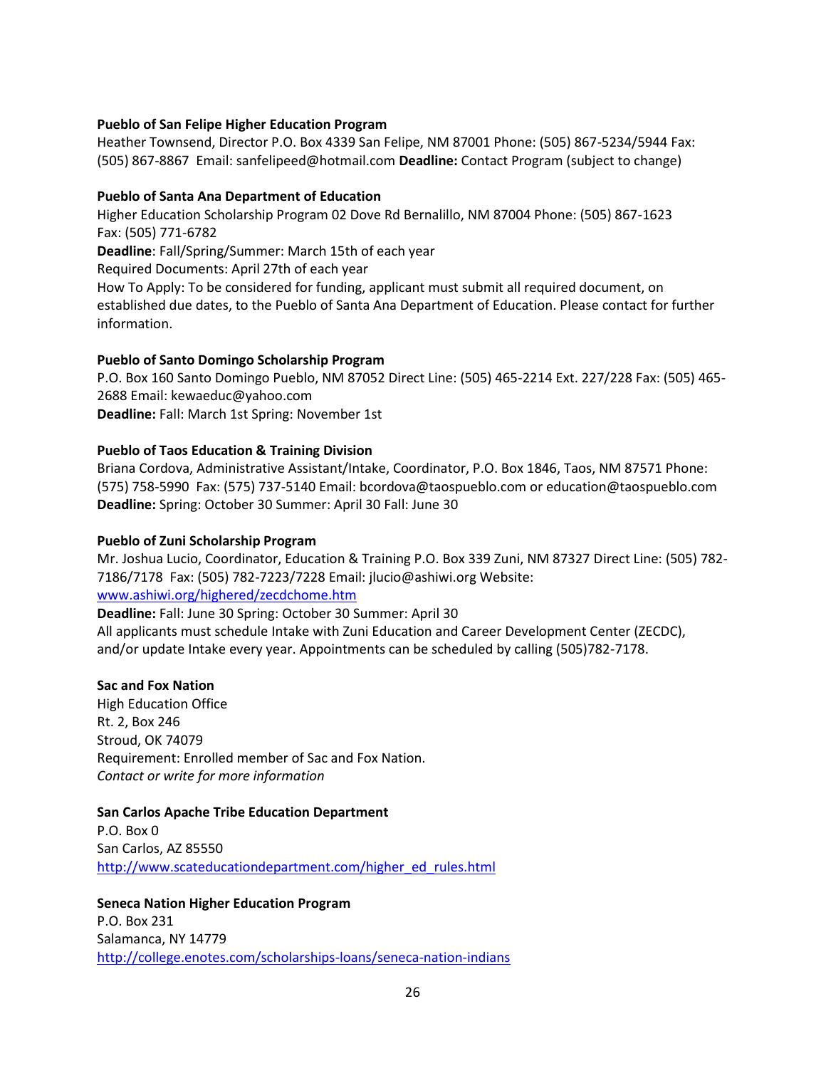**Pueblo of San Felipe Higher Education Program**
Heather Townsend, Director P.O. Box 4339 San Felipe, NM 87001 Phone: (505) 867-5234/5944 Fax: (505) 867-8867 Email: sanfelipeed@hotmail.com **Deadline:** Contact Program (subject to change)

**Pueblo of Santa Ana Department of Education**
Higher Education Scholarship Program 02 Dove Rd Bernalillo, NM 87004 Phone: (505) 867-1623
Fax: (505) 771-6782
**Deadline**: Fall/Spring/Summer: March 15th of each year
Required Documents: April 27th of each year
How To Apply: To be considered for funding, applicant must submit all required document, on established due dates, to the Pueblo of Santa Ana Department of Education. Please contact for further information.

**Pueblo of Santo Domingo Scholarship Program**
P.O. Box 160 Santo Domingo Pueblo, NM 87052 Direct Line: (505) 465-2214 Ext. 227/228 Fax: (505) 465-2688 Email: kewaeduc@yahoo.com
**Deadline:** Fall: March 1st Spring: November 1st

**Pueblo of Taos Education & Training Division**
Briana Cordova, Administrative Assistant/Intake, Coordinator, P.O. Box 1846, Taos, NM 87571 Phone: (575) 758-5990 Fax: (575) 737-5140 Email: bcordova@taospueblo.com or education@taospueblo.com
**Deadline:** Spring: October 30 Summer: April 30 Fall: June 30

**Pueblo of Zuni Scholarship Program**
Mr. Joshua Lucio, Coordinator, Education & Training P.O. Box 339 Zuni, NM 87327 Direct Line: (505) 782-7186/7178 Fax: (505) 782-7223/7228 Email: jlucio@ashiwi.org Website: [www.ashiwi.org/highered/zecdchome.htm](www.ashiwi.org/highered/zecdchome.htm)
**Deadline:** Fall: June 30 Spring: October 30 Summer: April 30
All applicants must schedule Intake with Zuni Education and Career Development Center (ZECDC), and/or update Intake every year. Appointments can be scheduled by calling (505)782-7178.

**Sac and Fox Nation**
High Education Office
Rt. 2, Box 246
Stroud, OK 74079
Requirement: Enrolled member of Sac and Fox Nation.
*Contact or write for more information*

**San Carlos Apache Tribe Education Department**
P.O. Box 0
San Carlos, AZ 85550
[http://www.scateducationdepartment.com/higher_ed_rules.html](http://www.scateducationdepartment.com/higher_ed_rules.html)

**Seneca Nation Higher Education Program**
P.O. Box 231
Salamanca, NY 14779
[http://college.enotes.com/scholarships-loans/seneca-nation-indians](http://college.enotes.com/scholarships-loans/seneca-nation-indians)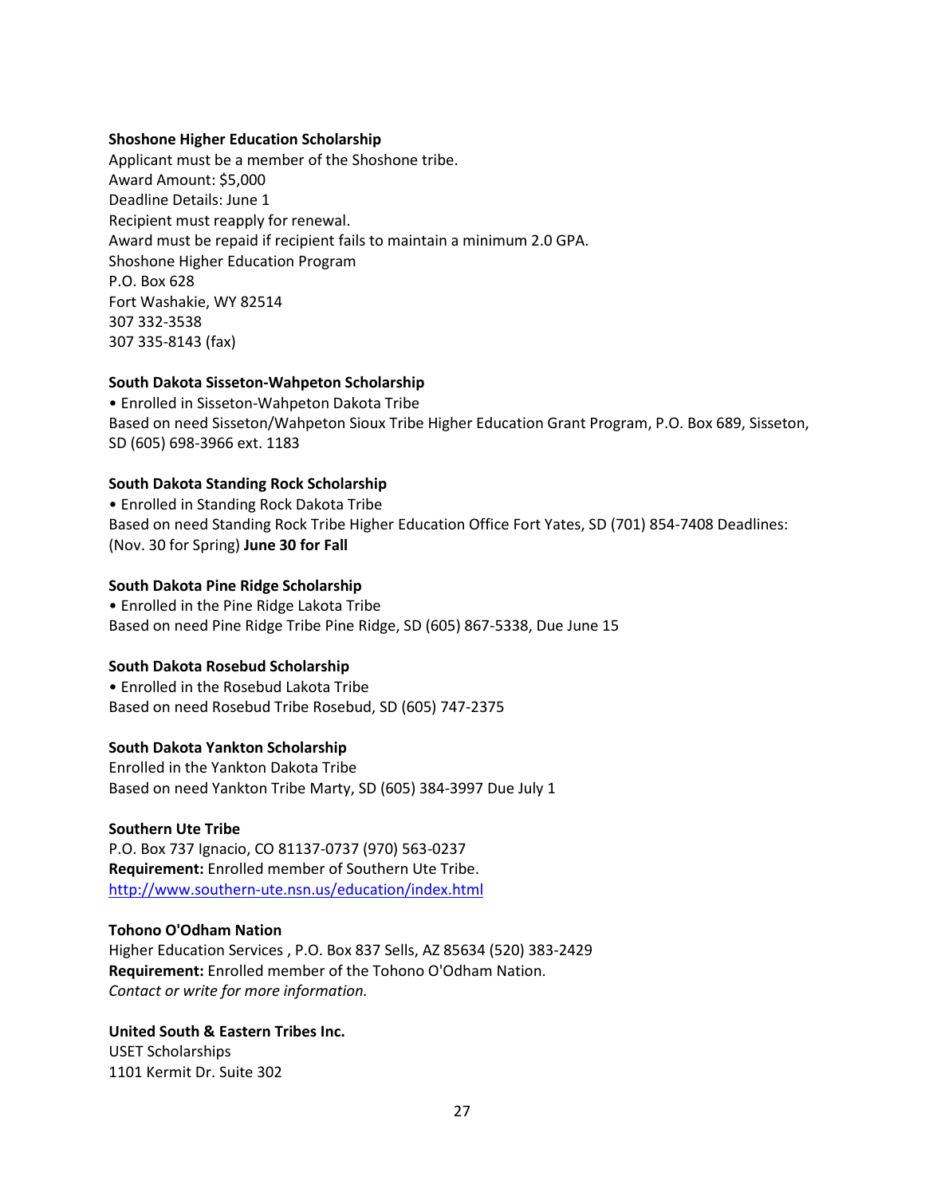**Shoshone Higher Education Scholarship**
Applicant must be a member of the Shoshone tribe.
Award Amount: $5,000
Deadline Details: June 1
Recipient must reapply for renewal.
Award must be repaid if recipient fails to maintain a minimum 2.0 GPA.
Shoshone Higher Education Program
P.O. Box 628
Fort Washakie, WY 82514
307 332-3538
307 335-8143 (fax)

**South Dakota Sisseton-Wahpeton Scholarship**
• Enrolled in Sisseton-Wahpeton Dakota Tribe
Based on need Sisseton/Wahpeton Sioux Tribe Higher Education Grant Program, P.O. Box 689, Sisseton, SD (605) 698-3966 ext. 1183

**South Dakota Standing Rock Scholarship**
• Enrolled in Standing Rock Dakota Tribe
Based on need Standing Rock Tribe Higher Education Office Fort Yates, SD (701) 854-7408 Deadlines: (Nov. 30 for Spring) **June 30 for Fall**

**South Dakota Pine Ridge Scholarship**
• Enrolled in the Pine Ridge Lakota Tribe
Based on need Pine Ridge Tribe Pine Ridge, SD (605) 867-5338, Due June 15

**South Dakota Rosebud Scholarship**
• Enrolled in the Rosebud Lakota Tribe
Based on need Rosebud Tribe Rosebud, SD (605) 747-2375

**South Dakota Yankton Scholarship**
Enrolled in the Yankton Dakota Tribe
Based on need Yankton Tribe Marty, SD (605) 384-3997 Due July 1

**Southern Ute Tribe**
P.O. Box 737 Ignacio, CO 81137-0737 (970) 563-0237
**Requirement:** Enrolled member of Southern Ute Tribe.
http://www.southern-ute.nsn.us/education/index.html

**Tohono O'Odham Nation**
Higher Education Services , P.O. Box 837 Sells, AZ 85634 (520) 383-2429
**Requirement:** Enrolled member of the Tohono O'Odham Nation.
*Contact or write for more information.*

**United South & Eastern Tribes Inc.**
USET Scholarships
1101 Kermit Dr. Suite 302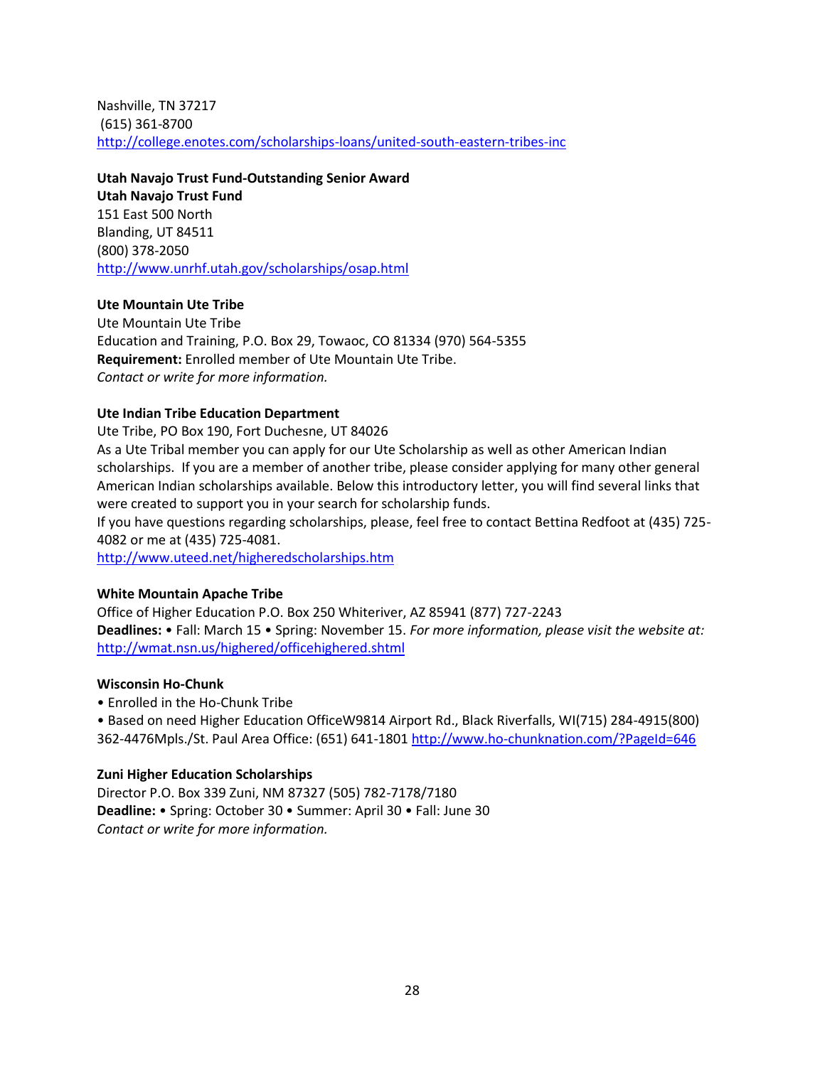Nashville, TN 37217
(615) 361-8700
http://college.enotes.com/scholarships-loans/united-south-eastern-tribes-inc

**Utah Navajo Trust Fund-Outstanding Senior Award**
**Utah Navajo Trust Fund**
151 East 500 North
Blanding, UT 84511
(800) 378-2050
http://www.unrhf.utah.gov/scholarships/osap.html

**Ute Mountain Ute Tribe**
Ute Mountain Ute Tribe
Education and Training, P.O. Box 29, Towaoc, CO 81334 (970) 564-5355
**Requirement:** Enrolled member of Ute Mountain Ute Tribe.
*Contact or write for more information.*

**Ute Indian Tribe Education Department**
Ute Tribe, PO Box 190, Fort Duchesne, UT 84026
As a Ute Tribal member you can apply for our Ute Scholarship as well as other American Indian scholarships. If you are a member of another tribe, please consider applying for many other general American Indian scholarships available. Below this introductory letter, you will find several links that were created to support you in your search for scholarship funds.
If you have questions regarding scholarships, please, feel free to contact Bettina Redfoot at (435) 725-4082 or me at (435) 725-4081.
http://www.uteed.net/higheredscholarships.htm

**White Mountain Apache Tribe**
Office of Higher Education P.O. Box 250 Whiteriver, AZ 85941 (877) 727-2243
**Deadlines:** • Fall: March 15 • Spring: November 15. *For more information, please visit the website at:* http://wmat.nsn.us/highered/officehighered.shtml

**Wisconsin Ho-Chunk**
• Enrolled in the Ho-Chunk Tribe
• Based on need Higher Education OfficeW9814 Airport Rd., Black Riverfalls, WI(715) 284-4915(800) 362-4476Mpls./St. Paul Area Office: (651) 641-1801 http://www.ho-chunknation.com/?PageId=646

**Zuni Higher Education Scholarships**
Director P.O. Box 339 Zuni, NM 87327 (505) 782-7178/7180
**Deadline:** • Spring: October 30 • Summer: April 30 • Fall: June 30
*Contact or write for more information.*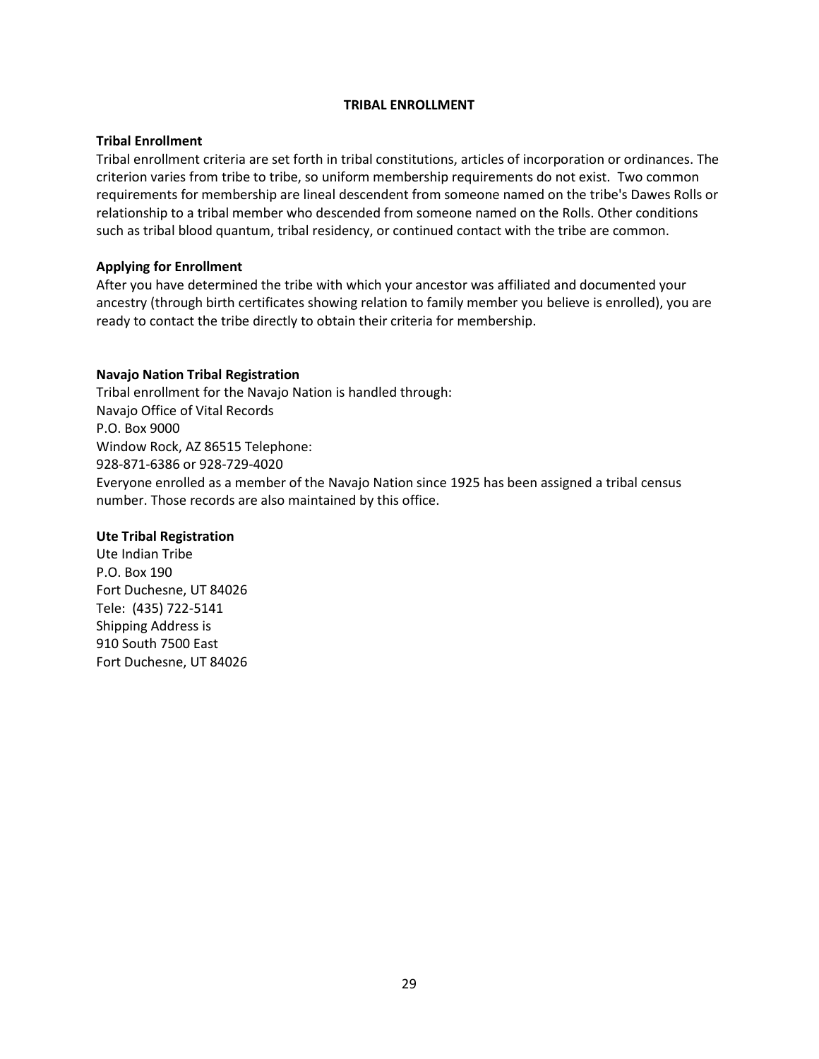## TRIBAL ENROLLMENT

### Tribal Enrollment

Tribal enrollment criteria are set forth in tribal constitutions, articles of incorporation or ordinances. The criterion varies from tribe to tribe, so uniform membership requirements do not exist. Two common requirements for membership are lineal descendent from someone named on the tribe's Dawes Rolls or relationship to a tribal member who descended from someone named on the Rolls. Other conditions such as tribal blood quantum, tribal residency, or continued contact with the tribe are common.

### Applying for Enrollment

After you have determined the tribe with which your ancestor was affiliated and documented your ancestry (through birth certificates showing relation to family member you believe is enrolled), you are ready to contact the tribe directly to obtain their criteria for membership.

### Navajo Nation Tribal Registration

Tribal enrollment for the Navajo Nation is handled through:
Navajo Office of Vital Records
P.O. Box 9000
Window Rock, AZ 86515 Telephone:
928-871-6386 or 928-729-4020
Everyone enrolled as a member of the Navajo Nation since 1925 has been assigned a tribal census number. Those records are also maintained by this office.

### Ute Tribal Registration

Ute Indian Tribe
P.O. Box 190
Fort Duchesne, UT 84026
Tele: (435) 722-5141
Shipping Address is
910 South 7500 East
Fort Duchesne, UT 84026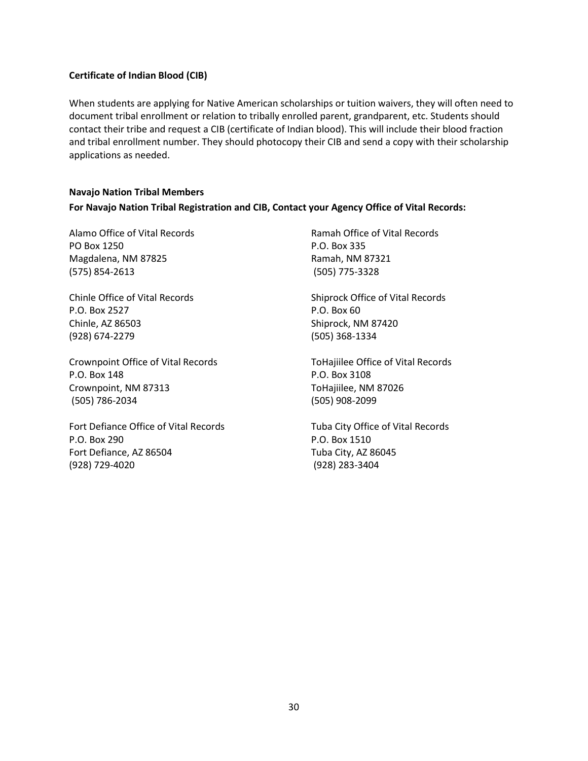**Certificate of Indian Blood (CIB)**

When students are applying for Native American scholarships or tuition waivers, they will often need to document tribal enrollment or relation to tribally enrolled parent, grandparent, etc. Students should contact their tribe and request a CIB (certificate of Indian blood). This will include their blood fraction and tribal enrollment number. They should photocopy their CIB and send a copy with their scholarship applications as needed.

**Navajo Nation Tribal Members**

**For Navajo Nation Tribal Registration and CIB, Contact your Agency Office of Vital Records:**

Alamo Office of Vital Records
PO Box 1250
Magdalena, NM 87825
(575) 854-2613

Chinle Office of Vital Records
P.O. Box 2527
Chinle, AZ 86503
(928) 674-2279

Crownpoint Office of Vital Records
P.O. Box 148
Crownpoint, NM 87313
(505) 786-2034

Fort Defiance Office of Vital Records
P.O. Box 290
Fort Defiance, AZ 86504
(928) 729-4020

Ramah Office of Vital Records
P.O. Box 335
Ramah, NM 87321
(505) 775-3328

Shiprock Office of Vital Records
P.O. Box 60
Shiprock, NM 87420
(505) 368-1334

ToHajiilee Office of Vital Records
P.O. Box 3108
ToHajiilee, NM 87026
(505) 908-2099

Tuba City Office of Vital Records
P.O. Box 1510
Tuba City, AZ 86045
(928) 283-3404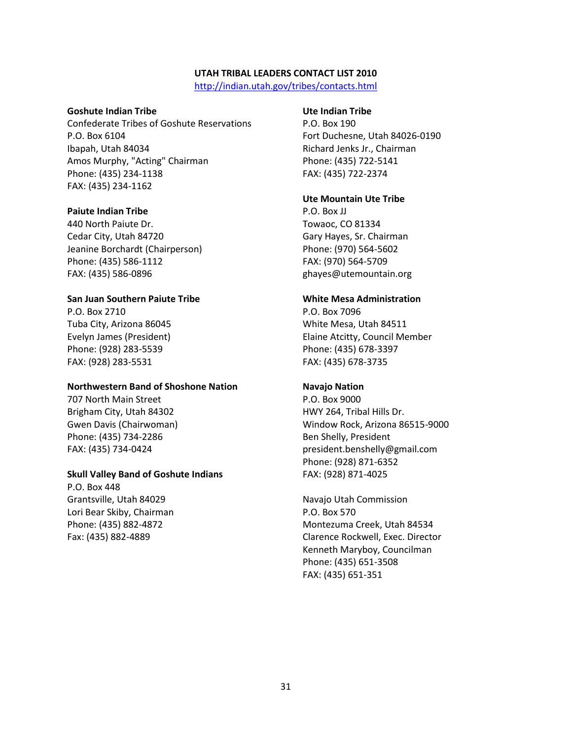# UTAH TRIBAL LEADERS CONTACT LIST 2010

http://indian.utah.gov/tribes/contacts.html

**Goshute Indian Tribe**
Confederate Tribes of Goshute Reservations
P.O. Box 6104
Ibapah, Utah 84034
Amos Murphy, "Acting" Chairman
Phone: (435) 234-1138
FAX: (435) 234-1162

**Paiute Indian Tribe**
440 North Paiute Dr.
Cedar City, Utah 84720
Jeanine Borchardt (Chairperson)
Phone: (435) 586-1112
FAX: (435) 586-0896

**San Juan Southern Paiute Tribe**
P.O. Box 2710
Tuba City, Arizona 86045
Evelyn James (President)
Phone: (928) 283-5539
FAX: (928) 283-5531

**Northwestern Band of Shoshone Nation**
707 North Main Street
Brigham City, Utah 84302
Gwen Davis (Chairwoman)
Phone: (435) 734-2286
FAX: (435) 734-0424

**Skull Valley Band of Goshute Indians**
P.O. Box 448
Grantsville, Utah 84029
Lori Bear Skiby, Chairman
Phone: (435) 882-4872
Fax: (435) 882-4889

**Ute Indian Tribe**
P.O. Box 190
Fort Duchesne, Utah 84026-0190
Richard Jenks Jr., Chairman
Phone: (435) 722-5141
FAX: (435) 722-2374

**Ute Mountain Ute Tribe**
P.O. Box JJ
Towaoc, CO 81334
Gary Hayes, Sr. Chairman
Phone: (970) 564-5602
FAX: (970) 564-5709
ghayes@utemountain.org

**White Mesa Administration**
P.O. Box 7096
White Mesa, Utah 84511
Elaine Atcitty, Council Member
Phone: (435) 678-3397
FAX: (435) 678-3735

**Navajo Nation**
P.O. Box 9000
HWY 264, Tribal Hills Dr.
Window Rock, Arizona 86515-9000
Ben Shelly, President
president.benshelly@gmail.com
Phone: (928) 871-6352
FAX: (928) 871-4025

Navajo Utah Commission
P.O. Box 570
Montezuma Creek, Utah 84534
Clarence Rockwell, Exec. Director
Kenneth Maryboy, Councilman
Phone: (435) 651-3508
FAX: (435) 651-351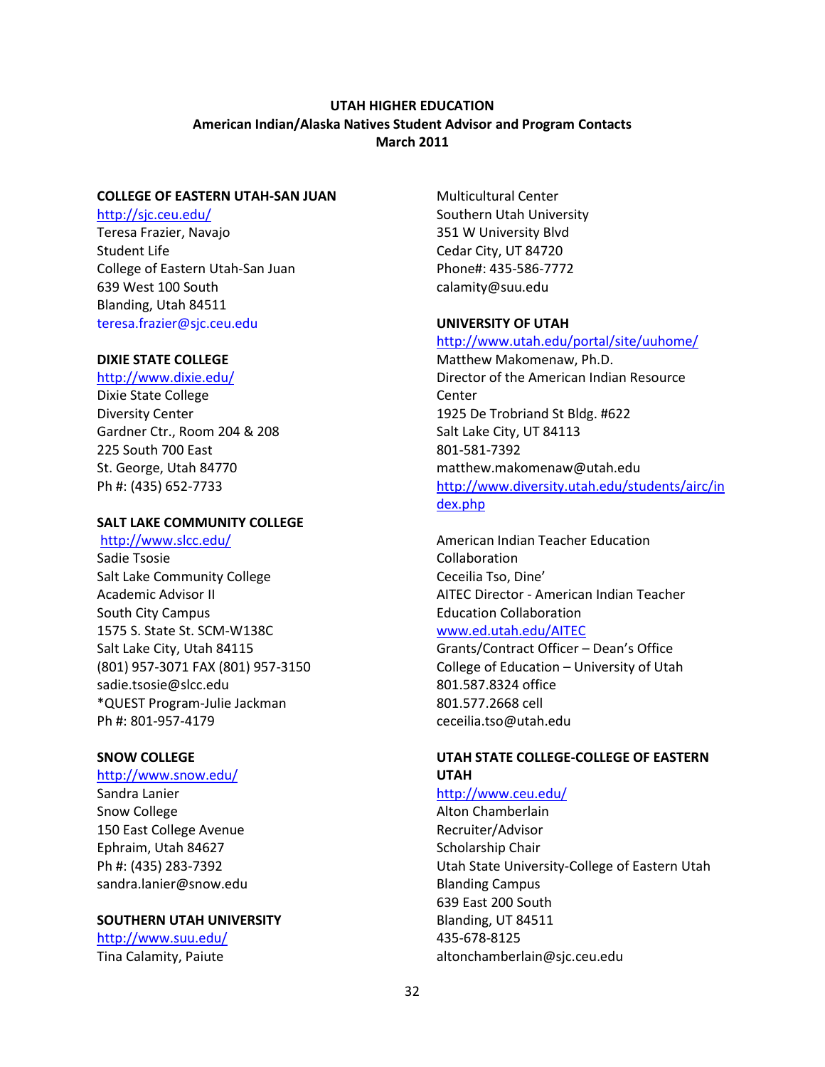**UTAH HIGHER EDUCATION**
**American Indian/Alaska Natives Student Advisor and Program Contacts**
**March 2011**

**COLLEGE OF EASTERN UTAH-SAN JUAN**
http://sjc.ceu.edu/
Teresa Frazier, Navajo
Student Life
College of Eastern Utah-San Juan
639 West 100 South
Blanding, Utah 84511
teresa.frazier@sjc.ceu.edu

**DIXIE STATE COLLEGE**
http://www.dixie.edu/
Dixie State College
Diversity Center
Gardner Ctr., Room 204 & 208
225 South 700 East
St. George, Utah 84770
Ph #: (435) 652-7733

**SALT LAKE COMMUNITY COLLEGE**
http://www.slcc.edu/
Sadie Tsosie
Salt Lake Community College
Academic Advisor II
South City Campus
1575 S. State St. SCM-W138C
Salt Lake City, Utah 84115
(801) 957-3071 FAX (801) 957-3150
sadie.tsosie@slcc.edu
*QUEST Program-Julie Jackman
Ph #: 801-957-4179

**SNOW COLLEGE**
http://www.snow.edu/
Sandra Lanier
Snow College
150 East College Avenue
Ephraim, Utah 84627
Ph #: (435) 283-7392
sandra.lanier@snow.edu

**SOUTHERN UTAH UNIVERSITY**
http://www.suu.edu/
Tina Calamity, Paiute
Multicultural Center
Southern Utah University
351 W University Blvd
Cedar City, UT 84720
Phone#: 435-586-7772
calamity@suu.edu

**UNIVERSITY OF UTAH**
http://www.utah.edu/portal/site/uuhome/
Matthew Makomenaw, Ph.D.
Director of the American Indian Resource Center
1925 De Trobriand St Bldg. #622
Salt Lake City, UT 84113
801-581-7392
matthew.makomenaw@utah.edu
http://www.diversity.utah.edu/students/airc/index.php

American Indian Teacher Education Collaboration
Ceceilia Tso, Dine'
AITEC Director - American Indian Teacher Education Collaboration
www.ed.utah.edu/AITEC
Grants/Contract Officer – Dean's Office
College of Education – University of Utah
801.587.8324 office
801.577.2668 cell
ceceilia.tso@utah.edu

**UTAH STATE COLLEGE-COLLEGE OF EASTERN UTAH**
http://www.ceu.edu/
Alton Chamberlain
Recruiter/Advisor
Scholarship Chair
Utah State University-College of Eastern Utah
Blanding Campus
639 East 200 South
Blanding, UT 84511
435-678-8125
altonchamberlain@sjc.ceu.edu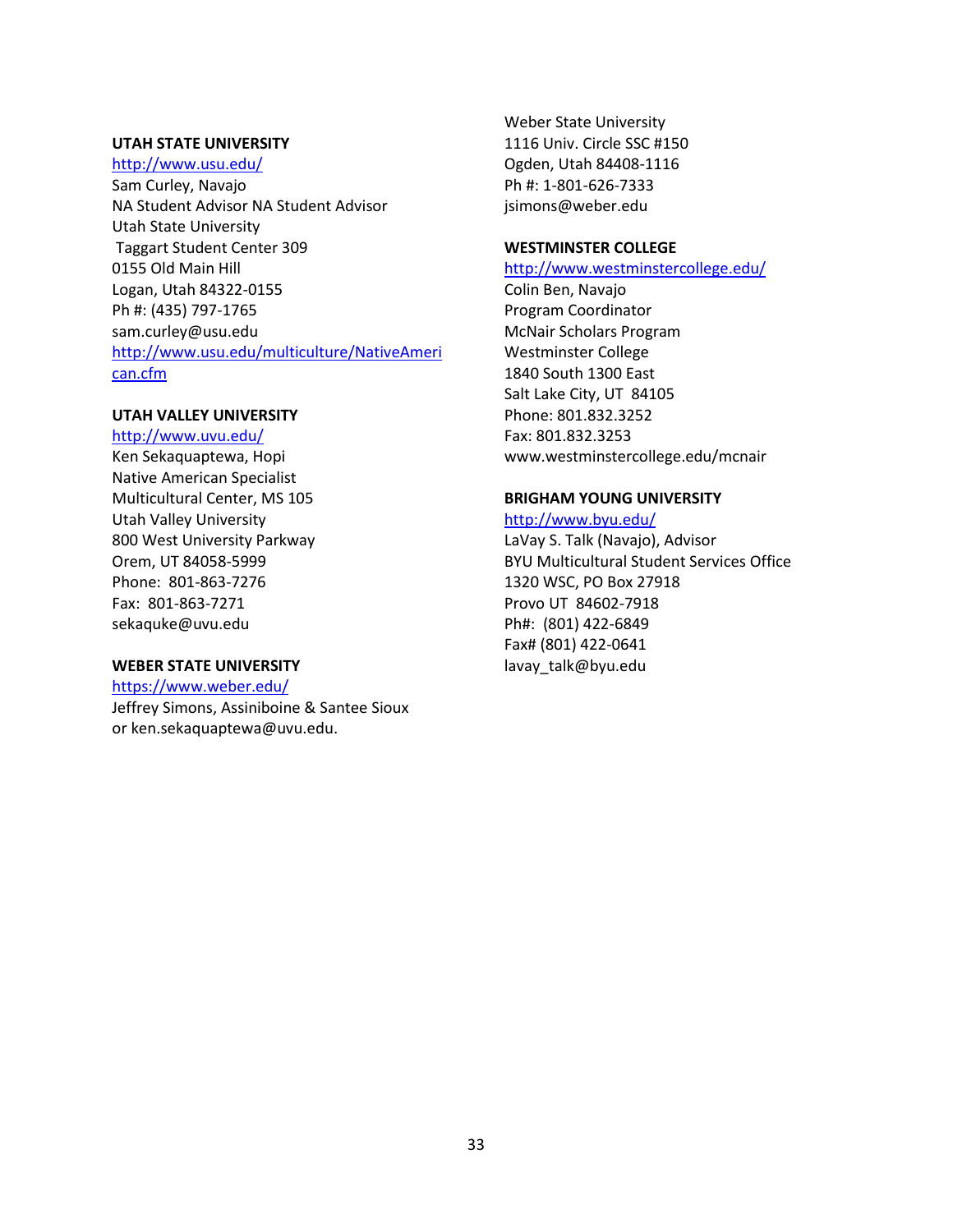**UTAH STATE UNIVERSITY**

http://www.usu.edu/

Sam Curley, Navajo  
NA Student Advisor NA Student Advisor  
Utah State University  
Taggart Student Center 309  
0155 Old Main Hill  
Logan, Utah 84322-0155  
Ph #: (435) 797-1765  
sam.curley@usu.edu  
http://www.usu.edu/multiculture/NativeAmerican.cfm

**UTAH VALLEY UNIVERSITY**

http://www.uvu.edu/

Ken Sekaquaptewa, Hopi  
Native American Specialist  
Multicultural Center, MS 105  
Utah Valley University  
800 West University Parkway  
Orem, UT 84058-5999  
Phone: 801-863-7276  
Fax: 801-863-7271  
sekaquke@uvu.edu

**WEBER STATE UNIVERSITY**

https://www.weber.edu/

Jeffrey Simons, Assiniboine & Santee Sioux  
or ken.sekaquaptewa@uvu.edu.  
Weber State University  
1116 Univ. Circle SSC #150  
Ogden, Utah 84408-1116  
Ph #: 1-801-626-7333  
jsimons@weber.edu

**WESTMINSTER COLLEGE**

http://www.westminstercollege.edu/

Colin Ben, Navajo  
Program Coordinator  
McNair Scholars Program  
Westminster College  
1840 South 1300 East  
Salt Lake City, UT 84105  
Phone: 801.832.3252  
Fax: 801.832.3253  
www.westminstercollege.edu/mcnair

**BRIGHAM YOUNG UNIVERSITY**

http://www.byu.edu/

LaVay S. Talk (Navajo), Advisor  
BYU Multicultural Student Services Office  
1320 WSC, PO Box 27918  
Provo UT 84602-7918  
Ph#: (801) 422-6849  
Fax# (801) 422-0641  
lavay_talk@byu.edu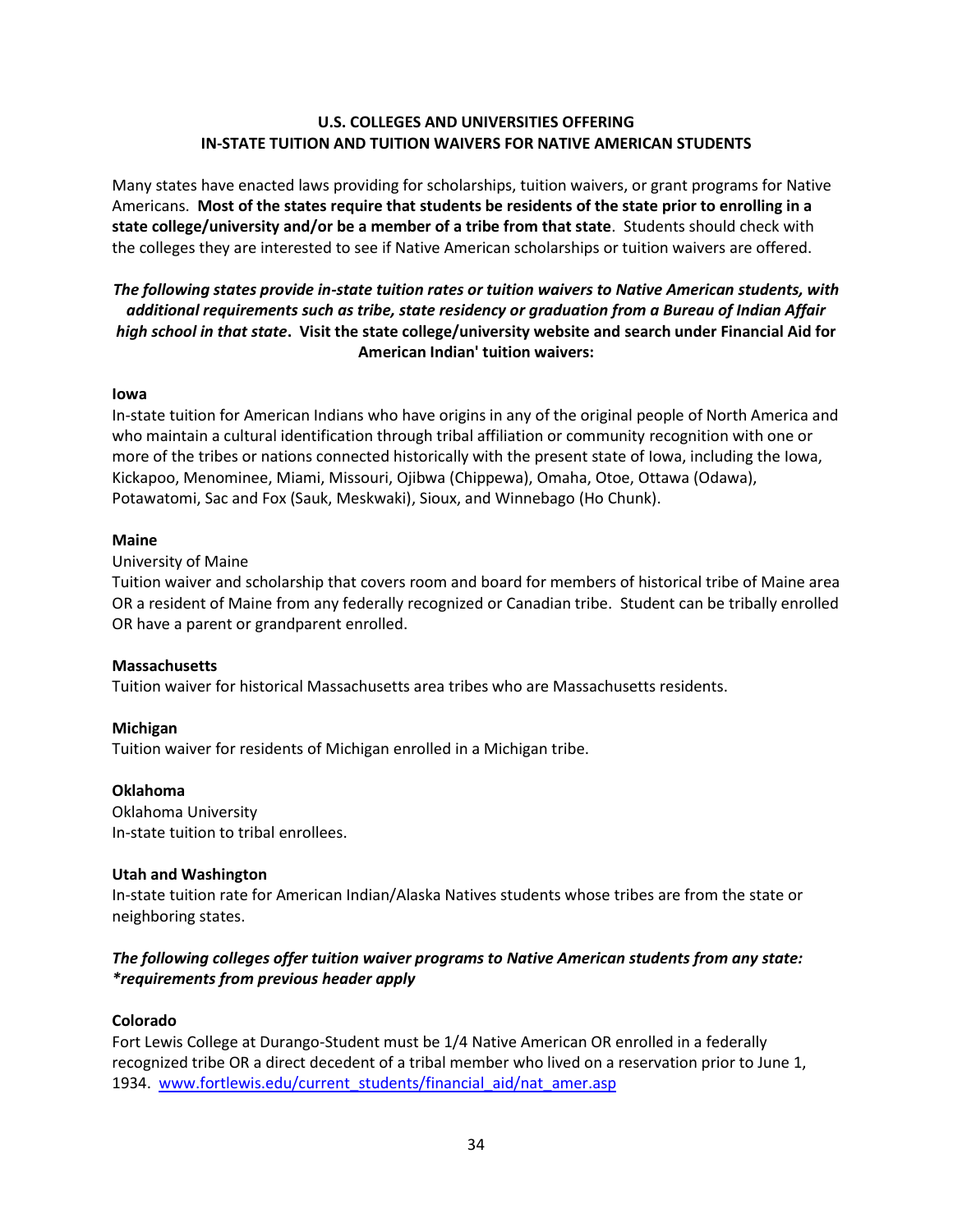## U.S. COLLEGES AND UNIVERSITIES OFFERING IN-STATE TUITION AND TUITION WAIVERS FOR NATIVE AMERICAN STUDENTS

Many states have enacted laws providing for scholarships, tuition waivers, or grant programs for Native Americans. **Most of the states require that students be residents of the state prior to enrolling in a state college/university and/or be a member of a tribe from that state**. Students should check with the colleges they are interested to see if Native American scholarships or tuition waivers are offered.

***The following states provide in-state tuition rates or tuition waivers to Native American students, with additional requirements such as tribe, state residency or graduation from a Bureau of Indian Affair high school in that state*. Visit the state college/university website and search under Financial Aid for American Indian' tuition waivers:**

**Iowa**

In-state tuition for American Indians who have origins in any of the original people of North America and who maintain a cultural identification through tribal affiliation or community recognition with one or more of the tribes or nations connected historically with the present state of Iowa, including the Iowa, Kickapoo, Menominee, Miami, Missouri, Ojibwa (Chippewa), Omaha, Otoe, Ottawa (Odawa), Potawatomi, Sac and Fox (Sauk, Meskwaki), Sioux, and Winnebago (Ho Chunk).

**Maine**

University of Maine

Tuition waiver and scholarship that covers room and board for members of historical tribe of Maine area OR a resident of Maine from any federally recognized or Canadian tribe. Student can be tribally enrolled OR have a parent or grandparent enrolled.

**Massachusetts**

Tuition waiver for historical Massachusetts area tribes who are Massachusetts residents.

**Michigan**

Tuition waiver for residents of Michigan enrolled in a Michigan tribe.

**Oklahoma**

Oklahoma University

In-state tuition to tribal enrollees.

**Utah and Washington**

In-state tuition rate for American Indian/Alaska Natives students whose tribes are from the state or neighboring states.

***The following colleges offer tuition waiver programs to Native American students from any state: *requirements from previous header apply***

**Colorado**

Fort Lewis College at Durango-Student must be 1/4 Native American OR enrolled in a federally recognized tribe OR a direct decedent of a tribal member who lived on a reservation prior to June 1, 1934. [www.fortlewis.edu/current_students/financial_aid/nat_amer.asp](www.fortlewis.edu/current_students/financial_aid/nat_amer.asp)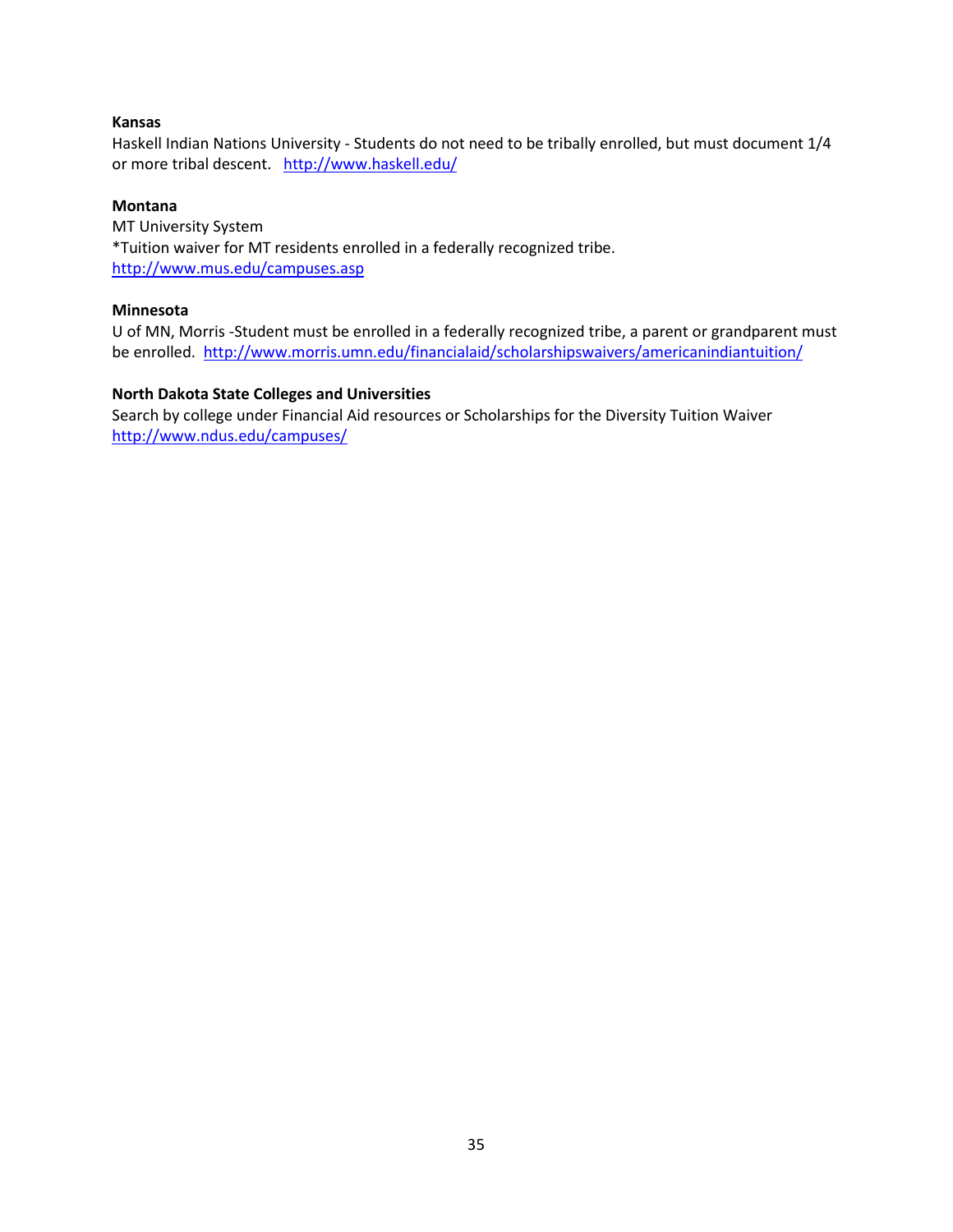**Kansas**
Haskell Indian Nations University - Students do not need to be tribally enrolled, but must document 1/4 or more tribal descent. http://www.haskell.edu/

**Montana**
MT University System
*Tuition waiver for MT residents enrolled in a federally recognized tribe.
http://www.mus.edu/campuses.asp

**Minnesota**
U of MN, Morris -Student must be enrolled in a federally recognized tribe, a parent or grandparent must be enrolled. http://www.morris.umn.edu/financialaid/scholarshipswaivers/americanindiantuition/

**North Dakota State Colleges and Universities**
Search by college under Financial Aid resources or Scholarships for the Diversity Tuition Waiver
http://www.ndus.edu/campuses/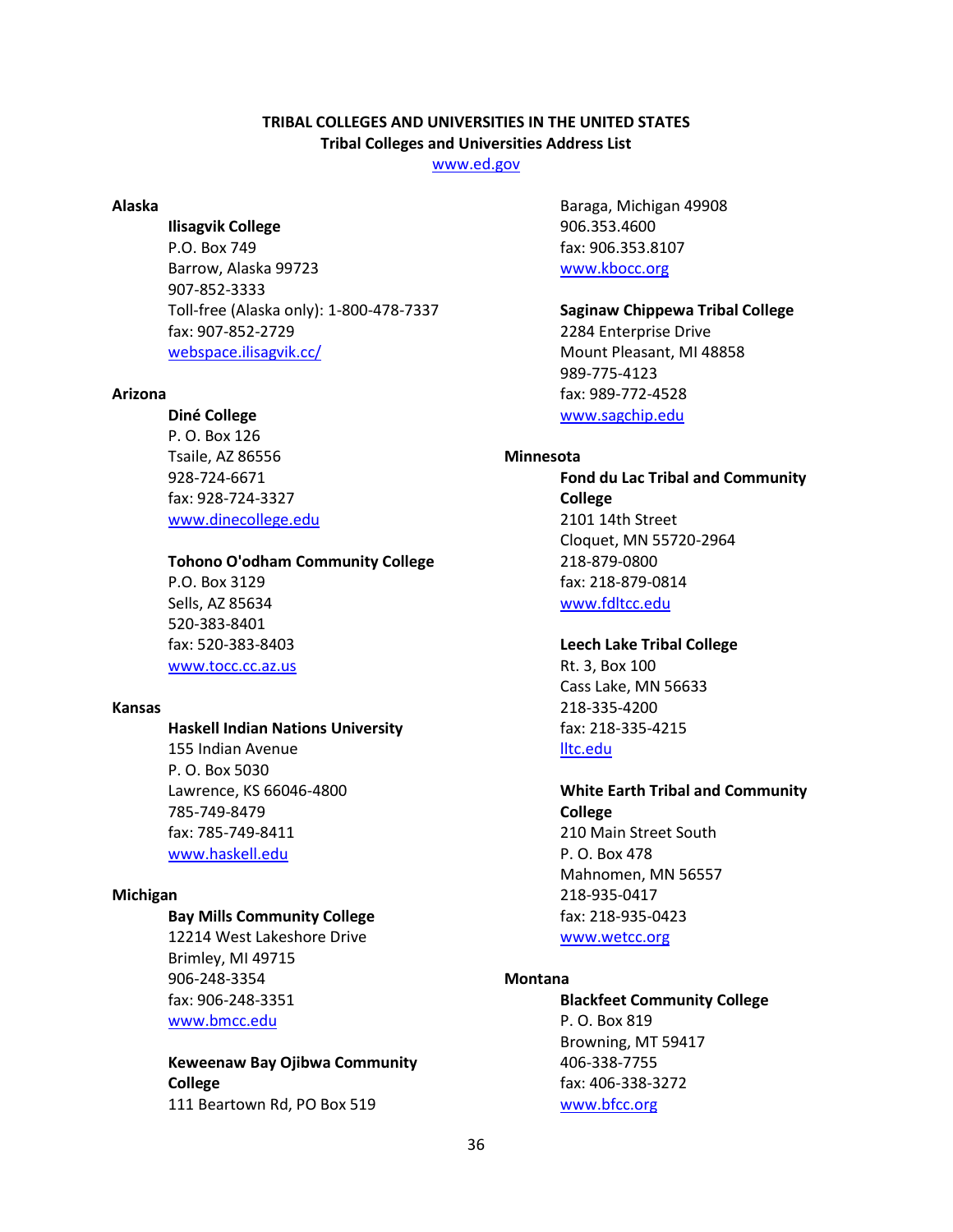**TRIBAL COLLEGES AND UNIVERSITIES IN THE UNITED STATES**
**Tribal Colleges and Universities Address List**
www.ed.gov

**Alaska**

**Ilisagvik College**
P.O. Box 749
Barrow, Alaska 99723
907-852-3333
Toll-free (Alaska only): 1-800-478-7337
fax: 907-852-2729
webspace.ilisagvik.cc/

**Arizona**

**Diné College**
P. O. Box 126
Tsaile, AZ 86556
928-724-6671
fax: 928-724-3327
www.dinecollege.edu

**Tohono O'odham Community College**
P.O. Box 3129
Sells, AZ 85634
520-383-8401
fax: 520-383-8403
www.tocc.cc.az.us

**Kansas**

**Haskell Indian Nations University**
155 Indian Avenue
P. O. Box 5030
Lawrence, KS 66046-4800
785-749-8479
fax: 785-749-8411
www.haskell.edu

**Michigan**

**Bay Mills Community College**
12214 West Lakeshore Drive
Brimley, MI 49715
906-248-3354
fax: 906-248-3351
www.bmcc.edu

**Keweenaw Bay Ojibwa Community College**
111 Beartown Rd, PO Box 519
Baraga, Michigan 49908
906.353.4600
fax: 906.353.8107
www.kbocc.org

**Saginaw Chippewa Tribal College**
2284 Enterprise Drive
Mount Pleasant, MI 48858
989-775-4123
fax: 989-772-4528
www.sagchip.edu

**Minnesota**

**Fond du Lac Tribal and Community College**
2101 14th Street
Cloquet, MN 55720-2964
218-879-0800
fax: 218-879-0814
www.fdltcc.edu

**Leech Lake Tribal College**
Rt. 3, Box 100
Cass Lake, MN 56633
218-335-4200
fax: 218-335-4215
lltc.edu

**White Earth Tribal and Community College**
210 Main Street South
P. O. Box 478
Mahnomen, MN 56557
218-935-0417
fax: 218-935-0423
www.wetcc.org

**Montana**

**Blackfeet Community College**
P. O. Box 819
Browning, MT 59417
406-338-7755
fax: 406-338-3272
www.bfcc.org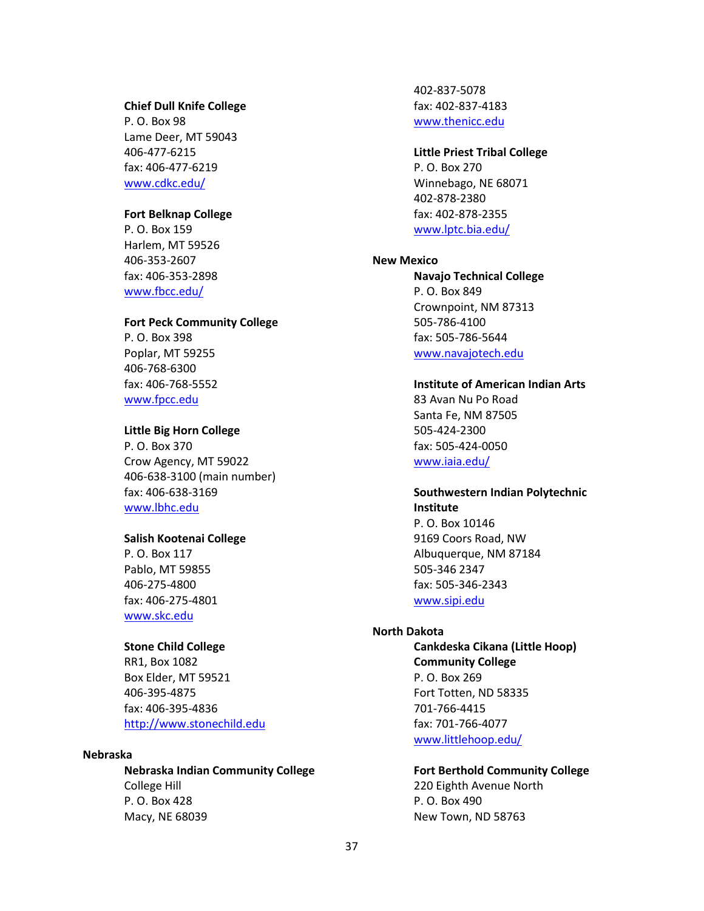**Chief Dull Knife College**
P. O. Box 98
Lame Deer, MT 59043
406-477-6215
fax: 406-477-6219
www.cdkc.edu/

**Fort Belknap College**
P. O. Box 159
Harlem, MT 59526
406-353-2607
fax: 406-353-2898
www.fbcc.edu/

**Fort Peck Community College**
P. O. Box 398
Poplar, MT 59255
406-768-6300
fax: 406-768-5552
www.fpcc.edu

**Little Big Horn College**
P. O. Box 370
Crow Agency, MT 59022
406-638-3100 (main number)
fax: 406-638-3169
www.lbhc.edu

**Salish Kootenai College**
P. O. Box 117
Pablo, MT 59855
406-275-4800
fax: 406-275-4801
www.skc.edu

**Stone Child College**
RR1, Box 1082
Box Elder, MT 59521
406-395-4875
fax: 406-395-4836
http://www.stonechild.edu

**Nebraska**

**Nebraska Indian Community College**
College Hill
P. O. Box 428
Macy, NE 68039
402-837-5078
fax: 402-837-4183
www.thenicc.edu

**Little Priest Tribal College**
P. O. Box 270
Winnebago, NE 68071
402-878-2380
fax: 402-878-2355
www.lptc.bia.edu/

**New Mexico**

**Navajo Technical College**
P. O. Box 849
Crownpoint, NM 87313
505-786-4100
fax: 505-786-5644
www.navajotech.edu

**Institute of American Indian Arts**
83 Avan Nu Po Road
Santa Fe, NM 87505
505-424-2300
fax: 505-424-0050
www.iaia.edu/

**Southwestern Indian Polytechnic Institute**
P. O. Box 10146
9169 Coors Road, NW
Albuquerque, NM 87184
505-346 2347
fax: 505-346-2343
www.sipi.edu

**North Dakota**

**Cankdeska Cikana (Little Hoop) Community College**
P. O. Box 269
Fort Totten, ND 58335
701-766-4415
fax: 701-766-4077
www.littlehoop.edu/

**Fort Berthold Community College**
220 Eighth Avenue North
P. O. Box 490
New Town, ND 58763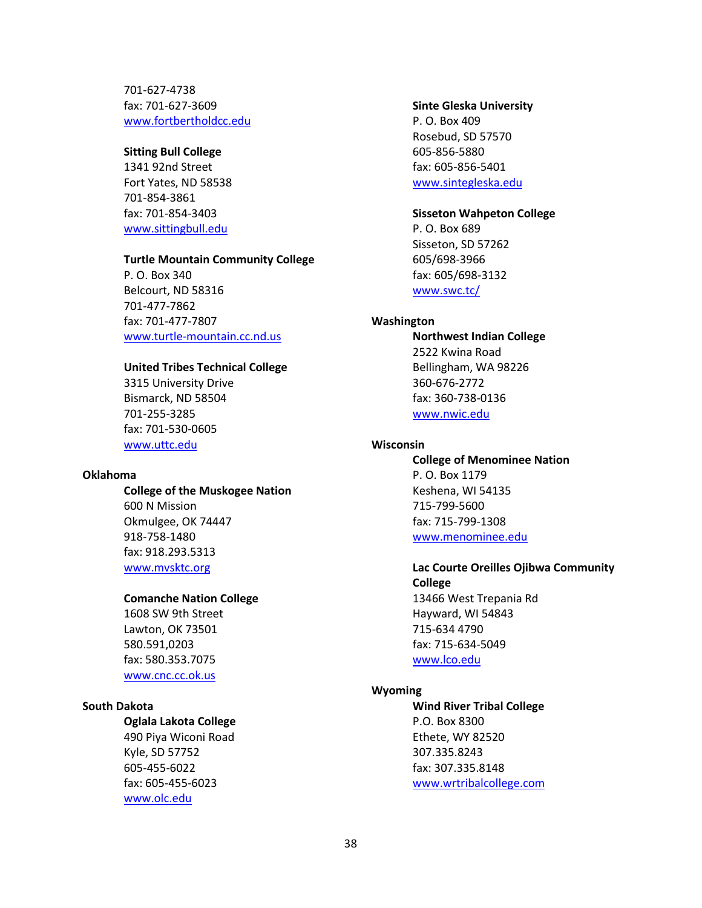701-627-4738
fax: 701-627-3609
www.fortbertholdcc.edu

**Sitting Bull College**
1341 92nd Street
Fort Yates, ND 58538
701-854-3861
fax: 701-854-3403
www.sittingbull.edu

**Turtle Mountain Community College**
P. O. Box 340
Belcourt, ND 58316
701-477-7862
fax: 701-477-7807
www.turtle-mountain.cc.nd.us

**United Tribes Technical College**
3315 University Drive
Bismarck, ND 58504
701-255-3285
fax: 701-530-0605
www.uttc.edu

**Oklahoma**

**College of the Muskogee Nation**
600 N Mission
Okmulgee, OK 74447
918-758-1480
fax: 918.293.5313
www.mvsktc.org

**Comanche Nation College**
1608 SW 9th Street
Lawton, OK 73501
580.591,0203
fax: 580.353.7075
www.cnc.cc.ok.us

**South Dakota**

**Oglala Lakota College**
490 Piya Wiconi Road
Kyle, SD 57752
605-455-6022
fax: 605-455-6023
www.olc.edu

**Sinte Gleska University**
P. O. Box 409
Rosebud, SD 57570
605-856-5880
fax: 605-856-5401
www.sintegleska.edu

**Sisseton Wahpeton College**
P. O. Box 689
Sisseton, SD 57262
605/698-3966
fax: 605/698-3132
www.swc.tc/

**Washington**

**Northwest Indian College**
2522 Kwina Road
Bellingham, WA 98226
360-676-2772
fax: 360-738-0136
www.nwic.edu

**Wisconsin**

**College of Menominee Nation**
P. O. Box 1179
Keshena, WI 54135
715-799-5600
fax: 715-799-1308
www.menominee.edu

**Lac Courte Oreilles Ojibwa Community College**
13466 West Trepania Rd
Hayward, WI 54843
715-634 4790
fax: 715-634-5049
www.lco.edu

**Wyoming**

**Wind River Tribal College**
P.O. Box 8300
Ethete, WY 82520
307.335.8243
fax: 307.335.8148
www.wrtribalcollege.com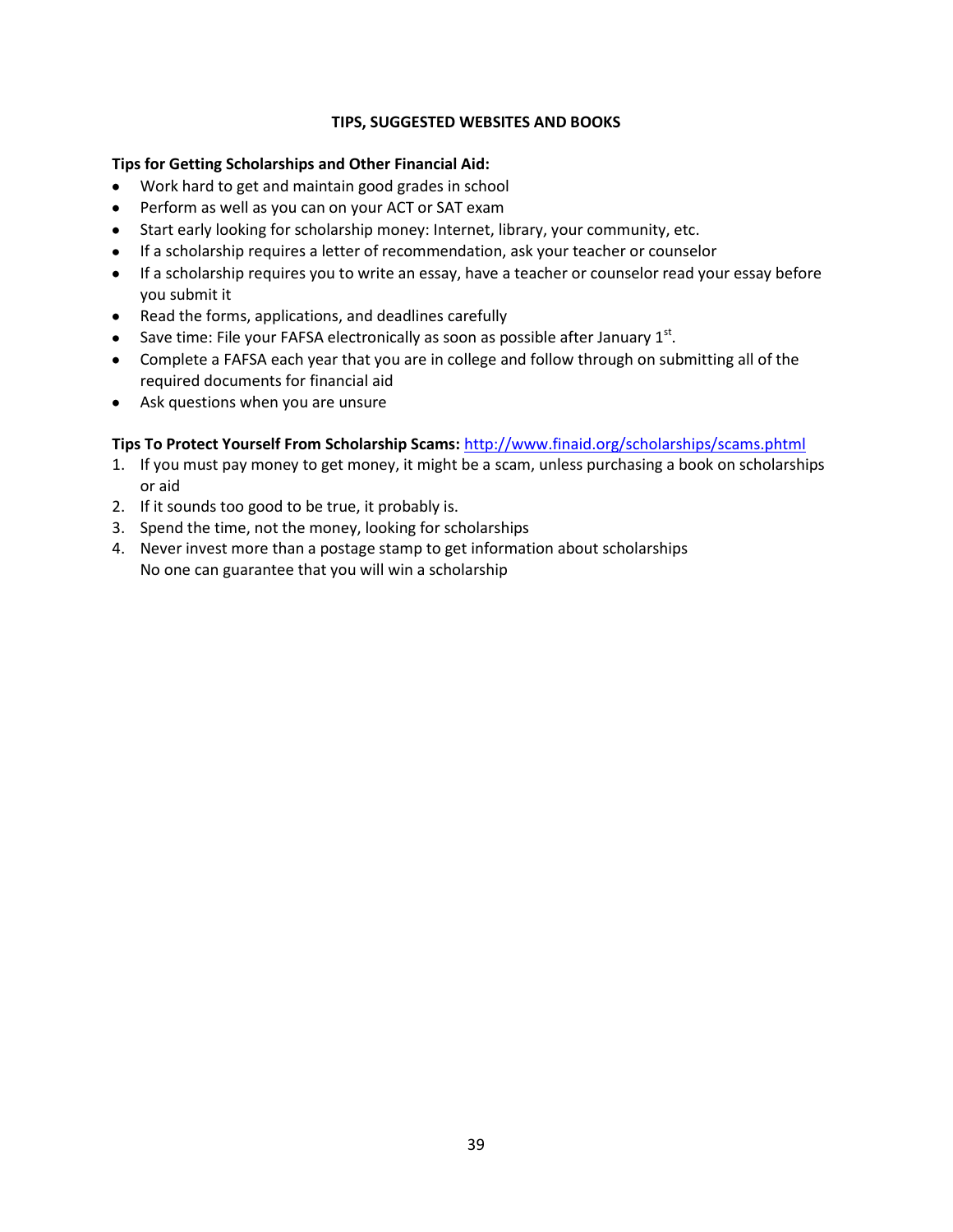## TIPS, SUGGESTED WEBSITES AND BOOKS

**Tips for Getting Scholarships and Other Financial Aid:**

- Work hard to get and maintain good grades in school
- Perform as well as you can on your ACT or SAT exam
- Start early looking for scholarship money: Internet, library, your community, etc.
- If a scholarship requires a letter of recommendation, ask your teacher or counselor
- If a scholarship requires you to write an essay, have a teacher or counselor read your essay before you submit it
- Read the forms, applications, and deadlines carefully
- Save time: File your FAFSA electronically as soon as possible after January 1st.
- Complete a FAFSA each year that you are in college and follow through on submitting all of the required documents for financial aid
- Ask questions when you are unsure

**Tips To Protect Yourself From Scholarship Scams:** http://www.finaid.org/scholarships/scams.phtml

1. If you must pay money to get money, it might be a scam, unless purchasing a book on scholarships or aid
2. If it sounds too good to be true, it probably is.
3. Spend the time, not the money, looking for scholarships
4. Never invest more than a postage stamp to get information about scholarships
   No one can guarantee that you will win a scholarship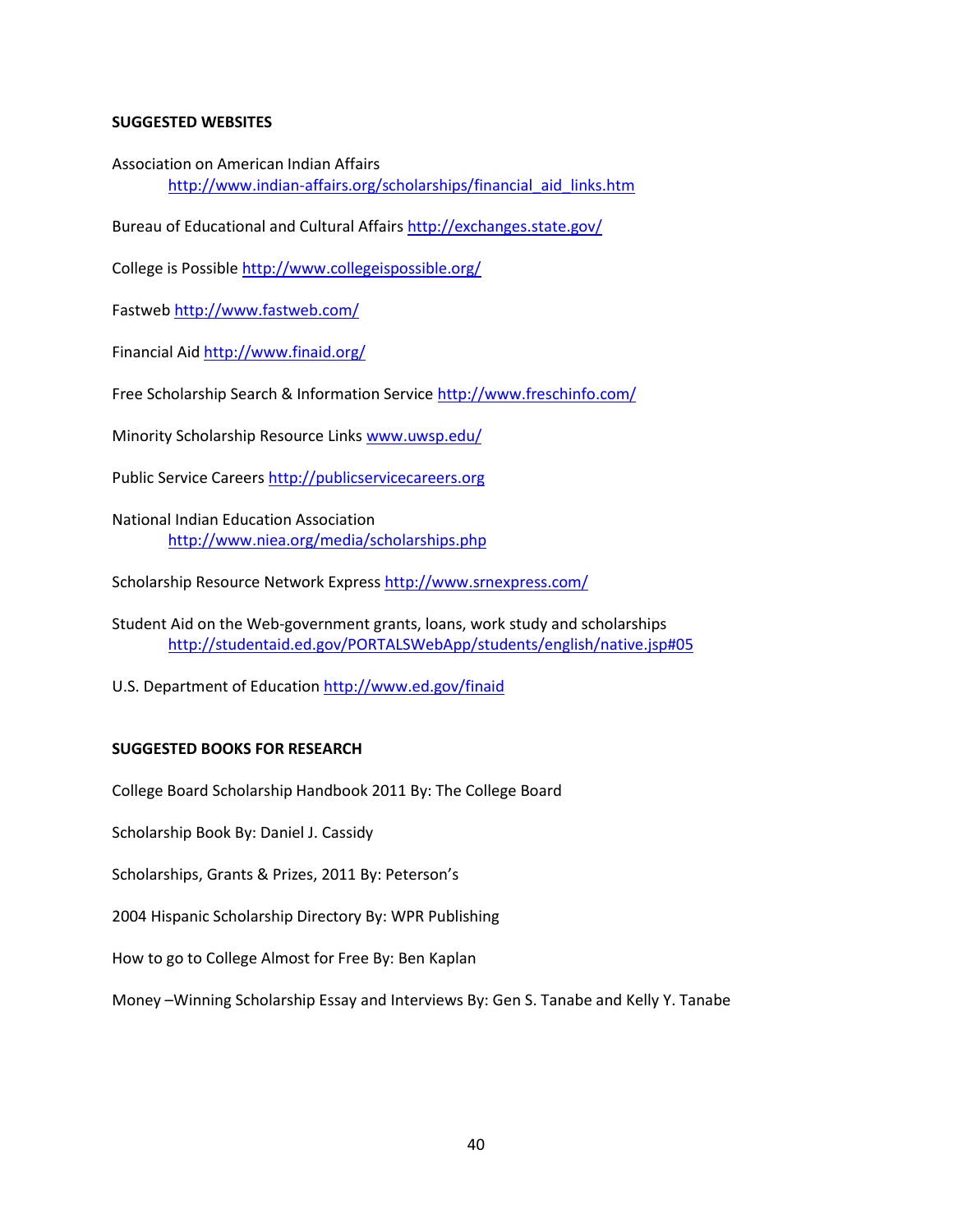**SUGGESTED WEBSITES**

Association on American Indian Affairs
    http://www.indian-affairs.org/scholarships/financial_aid_links.htm

Bureau of Educational and Cultural Affairs http://exchanges.state.gov/

College is Possible http://www.collegeispossible.org/

Fastweb http://www.fastweb.com/

Financial Aid http://www.finaid.org/

Free Scholarship Search & Information Service http://www.freschinfo.com/

Minority Scholarship Resource Links www.uwsp.edu/

Public Service Careers http://publicservicecareers.org

National Indian Education Association
    http://www.niea.org/media/scholarships.php

Scholarship Resource Network Express http://www.srnexpress.com/

Student Aid on the Web-government grants, loans, work study and scholarships
    http://studentaid.ed.gov/PORTALSWebApp/students/english/native.jsp#05

U.S. Department of Education http://www.ed.gov/finaid

**SUGGESTED BOOKS FOR RESEARCH**

College Board Scholarship Handbook 2011 By: The College Board

Scholarship Book By: Daniel J. Cassidy

Scholarships, Grants & Prizes, 2011 By: Peterson's

2004 Hispanic Scholarship Directory By: WPR Publishing

How to go to College Almost for Free By: Ben Kaplan

Money –Winning Scholarship Essay and Interviews By: Gen S. Tanabe and Kelly Y. Tanabe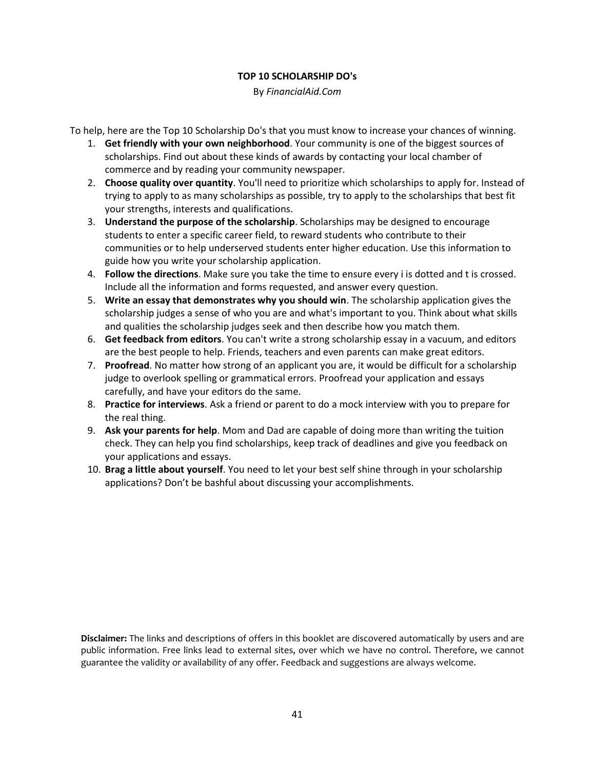**TOP 10 SCHOLARSHIP DO's**

By *FinancialAid.Com*

To help, here are the Top 10 Scholarship Do's that you must know to increase your chances of winning.

1. **Get friendly with your own neighborhood**. Your community is one of the biggest sources of scholarships. Find out about these kinds of awards by contacting your local chamber of commerce and by reading your community newspaper.
2. **Choose quality over quantity**. You'll need to prioritize which scholarships to apply for. Instead of trying to apply to as many scholarships as possible, try to apply to the scholarships that best fit your strengths, interests and qualifications.
3. **Understand the purpose of the scholarship**. Scholarships may be designed to encourage students to enter a specific career field, to reward students who contribute to their communities or to help underserved students enter higher education. Use this information to guide how you write your scholarship application.
4. **Follow the directions**. Make sure you take the time to ensure every i is dotted and t is crossed. Include all the information and forms requested, and answer every question.
5. **Write an essay that demonstrates why you should win**. The scholarship application gives the scholarship judges a sense of who you are and what's important to you. Think about what skills and qualities the scholarship judges seek and then describe how you match them.
6. **Get feedback from editors**. You can't write a strong scholarship essay in a vacuum, and editors are the best people to help. Friends, teachers and even parents can make great editors.
7. **Proofread**. No matter how strong of an applicant you are, it would be difficult for a scholarship judge to overlook spelling or grammatical errors. Proofread your application and essays carefully, and have your editors do the same.
8. **Practice for interviews**. Ask a friend or parent to do a mock interview with you to prepare for the real thing.
9. **Ask your parents for help**. Mom and Dad are capable of doing more than writing the tuition check. They can help you find scholarships, keep track of deadlines and give you feedback on your applications and essays.
10. **Brag a little about yourself**. You need to let your best self shine through in your scholarship applications? Don't be bashful about discussing your accomplishments.

**Disclaimer:** The links and descriptions of offers in this booklet are discovered automatically by users and are public information. Free links lead to external sites, over which we have no control. Therefore, we cannot guarantee the validity or availability of any offer. Feedback and suggestions are always welcome.